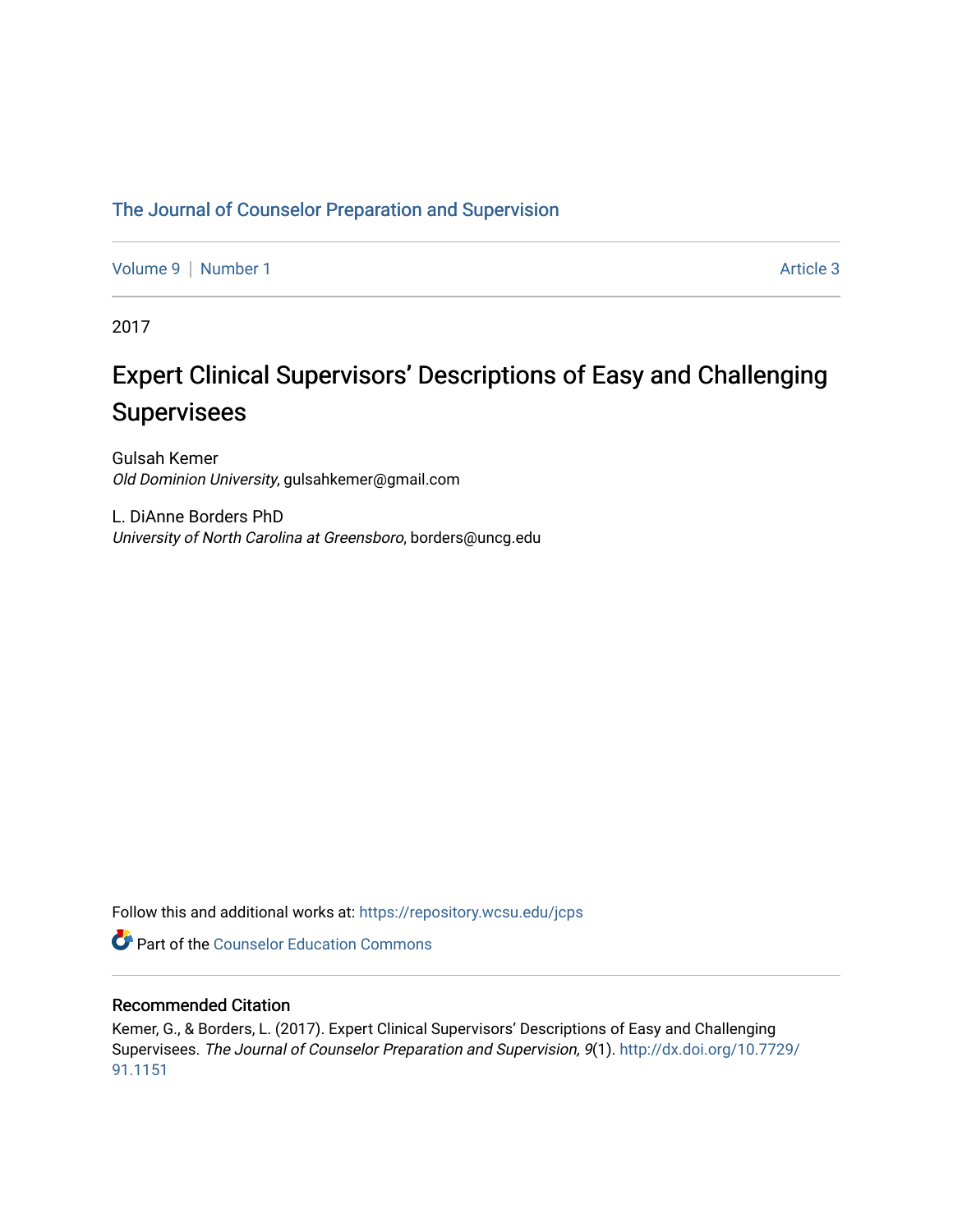The Journal of Counselor Preparation and Supervision

Volume 9 | Number 1 Article 3

2017

# Expert Clinical Supervisors' Descriptions of Easy and Challenging Supervisees

Gulsah Kemer
*Old Dominion University*, gulsahkemer@gmail.com

L. DiAnne Borders PhD
*University of North Carolina at Greensboro*, borders@uncg.edu

Follow this and additional works at: https://repository.wcsu.edu/jcps

Part of the Counselor Education Commons

## Recommended Citation

Kemer, G., & Borders, L. (2017). Expert Clinical Supervisors' Descriptions of Easy and Challenging Supervisees. *The Journal of Counselor Preparation and Supervision, 9*(1). http://dx.doi.org/10.7729/91.1151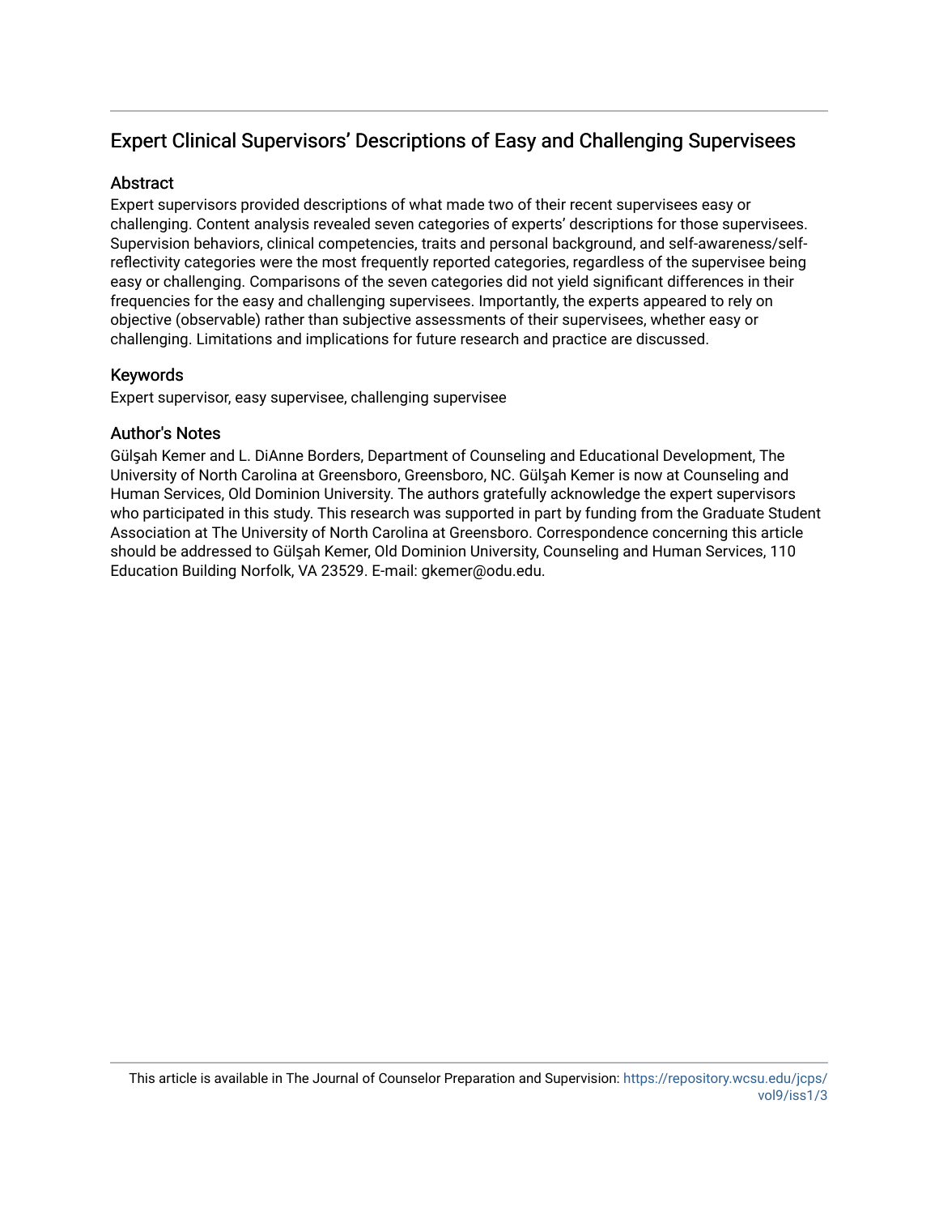# Expert Clinical Supervisors' Descriptions of Easy and Challenging Supervisees

## Abstract

Expert supervisors provided descriptions of what made two of their recent supervisees easy or challenging. Content analysis revealed seven categories of experts' descriptions for those supervisees. Supervision behaviors, clinical competencies, traits and personal background, and self-awareness/self-reflectivity categories were the most frequently reported categories, regardless of the supervisee being easy or challenging. Comparisons of the seven categories did not yield significant differences in their frequencies for the easy and challenging supervisees. Importantly, the experts appeared to rely on objective (observable) rather than subjective assessments of their supervisees, whether easy or challenging. Limitations and implications for future research and practice are discussed.

## Keywords

Expert supervisor, easy supervisee, challenging supervisee

## Author's Notes

Gülşah Kemer and L. DiAnne Borders, Department of Counseling and Educational Development, The University of North Carolina at Greensboro, Greensboro, NC. Gülşah Kemer is now at Counseling and Human Services, Old Dominion University. The authors gratefully acknowledge the expert supervisors who participated in this study. This research was supported in part by funding from the Graduate Student Association at The University of North Carolina at Greensboro. Correspondence concerning this article should be addressed to Gülşah Kemer, Old Dominion University, Counseling and Human Services, 110 Education Building Norfolk, VA 23529. E-mail: gkemer@odu.edu.

This article is available in The Journal of Counselor Preparation and Supervision: https://repository.wcsu.edu/jcps/vol9/iss1/3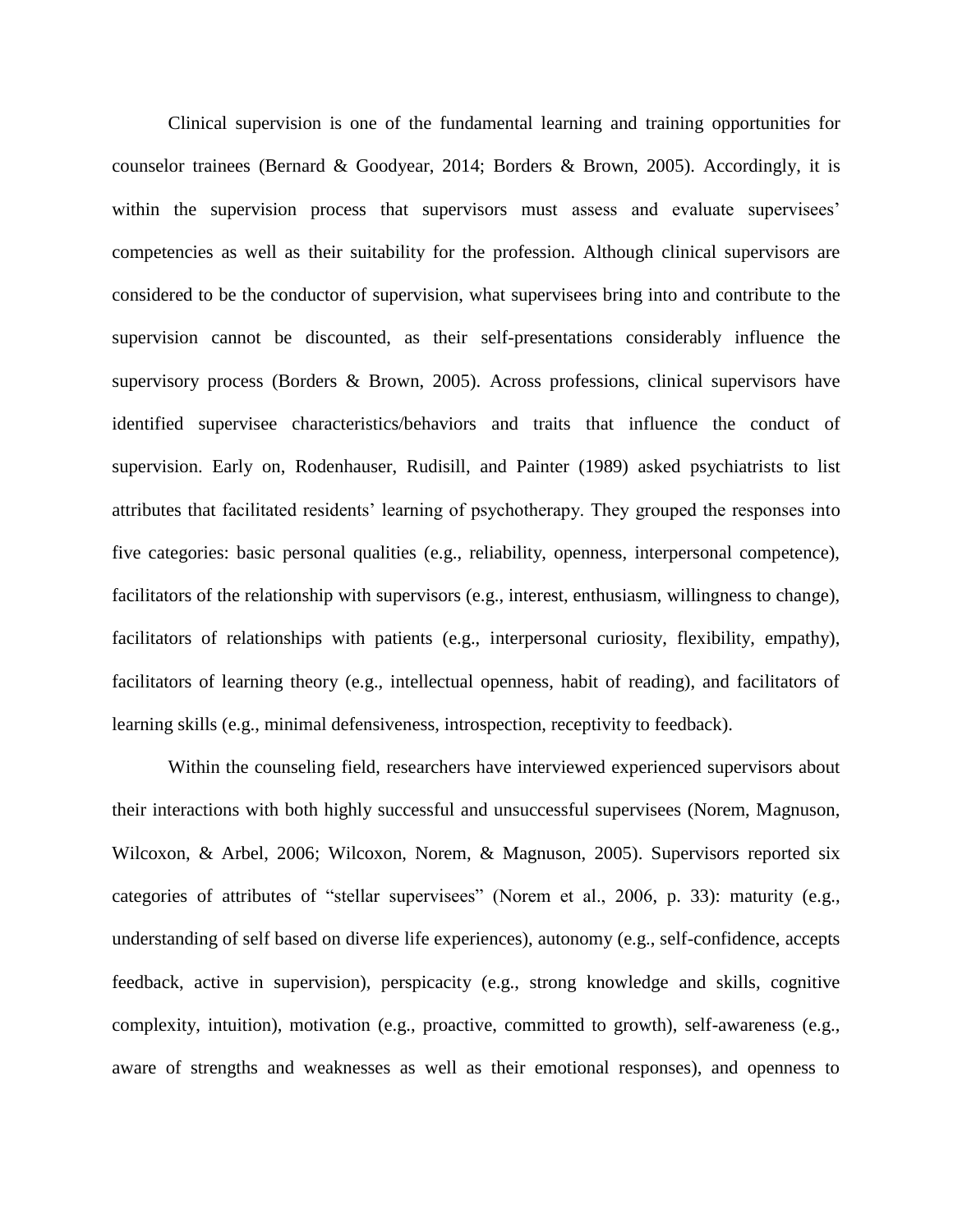Clinical supervision is one of the fundamental learning and training opportunities for counselor trainees (Bernard & Goodyear, 2014; Borders & Brown, 2005). Accordingly, it is within the supervision process that supervisors must assess and evaluate supervisees' competencies as well as their suitability for the profession. Although clinical supervisors are considered to be the conductor of supervision, what supervisees bring into and contribute to the supervision cannot be discounted, as their self-presentations considerably influence the supervisory process (Borders & Brown, 2005). Across professions, clinical supervisors have identified supervisee characteristics/behaviors and traits that influence the conduct of supervision. Early on, Rodenhauser, Rudisill, and Painter (1989) asked psychiatrists to list attributes that facilitated residents' learning of psychotherapy. They grouped the responses into five categories: basic personal qualities (e.g., reliability, openness, interpersonal competence), facilitators of the relationship with supervisors (e.g., interest, enthusiasm, willingness to change), facilitators of relationships with patients (e.g., interpersonal curiosity, flexibility, empathy), facilitators of learning theory (e.g., intellectual openness, habit of reading), and facilitators of learning skills (e.g., minimal defensiveness, introspection, receptivity to feedback).

Within the counseling field, researchers have interviewed experienced supervisors about their interactions with both highly successful and unsuccessful supervisees (Norem, Magnuson, Wilcoxon, & Arbel, 2006; Wilcoxon, Norem, & Magnuson, 2005). Supervisors reported six categories of attributes of "stellar supervisees" (Norem et al., 2006, p. 33): maturity (e.g., understanding of self based on diverse life experiences), autonomy (e.g., self-confidence, accepts feedback, active in supervision), perspicacity (e.g., strong knowledge and skills, cognitive complexity, intuition), motivation (e.g., proactive, committed to growth), self-awareness (e.g., aware of strengths and weaknesses as well as their emotional responses), and openness to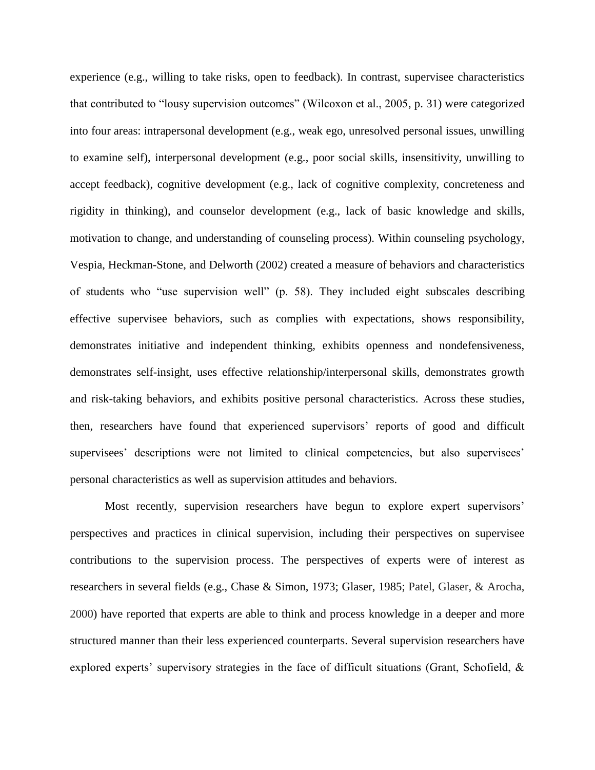experience (e.g., willing to take risks, open to feedback). In contrast, supervisee characteristics that contributed to "lousy supervision outcomes" (Wilcoxon et al., 2005, p. 31) were categorized into four areas: intrapersonal development (e.g., weak ego, unresolved personal issues, unwilling to examine self), interpersonal development (e.g., poor social skills, insensitivity, unwilling to accept feedback), cognitive development (e.g., lack of cognitive complexity, concreteness and rigidity in thinking), and counselor development (e.g., lack of basic knowledge and skills, motivation to change, and understanding of counseling process). Within counseling psychology, Vespia, Heckman-Stone, and Delworth (2002) created a measure of behaviors and characteristics of students who "use supervision well" (p. 58). They included eight subscales describing effective supervisee behaviors, such as complies with expectations, shows responsibility, demonstrates initiative and independent thinking, exhibits openness and nondefensiveness, demonstrates self-insight, uses effective relationship/interpersonal skills, demonstrates growth and risk-taking behaviors, and exhibits positive personal characteristics. Across these studies, then, researchers have found that experienced supervisors' reports of good and difficult supervisees' descriptions were not limited to clinical competencies, but also supervisees' personal characteristics as well as supervision attitudes and behaviors.

Most recently, supervision researchers have begun to explore expert supervisors' perspectives and practices in clinical supervision, including their perspectives on supervisee contributions to the supervision process. The perspectives of experts were of interest as researchers in several fields (e.g., Chase & Simon, 1973; Glaser, 1985; Patel, Glaser, & Arocha, 2000) have reported that experts are able to think and process knowledge in a deeper and more structured manner than their less experienced counterparts. Several supervision researchers have explored experts' supervisory strategies in the face of difficult situations (Grant, Schofield, &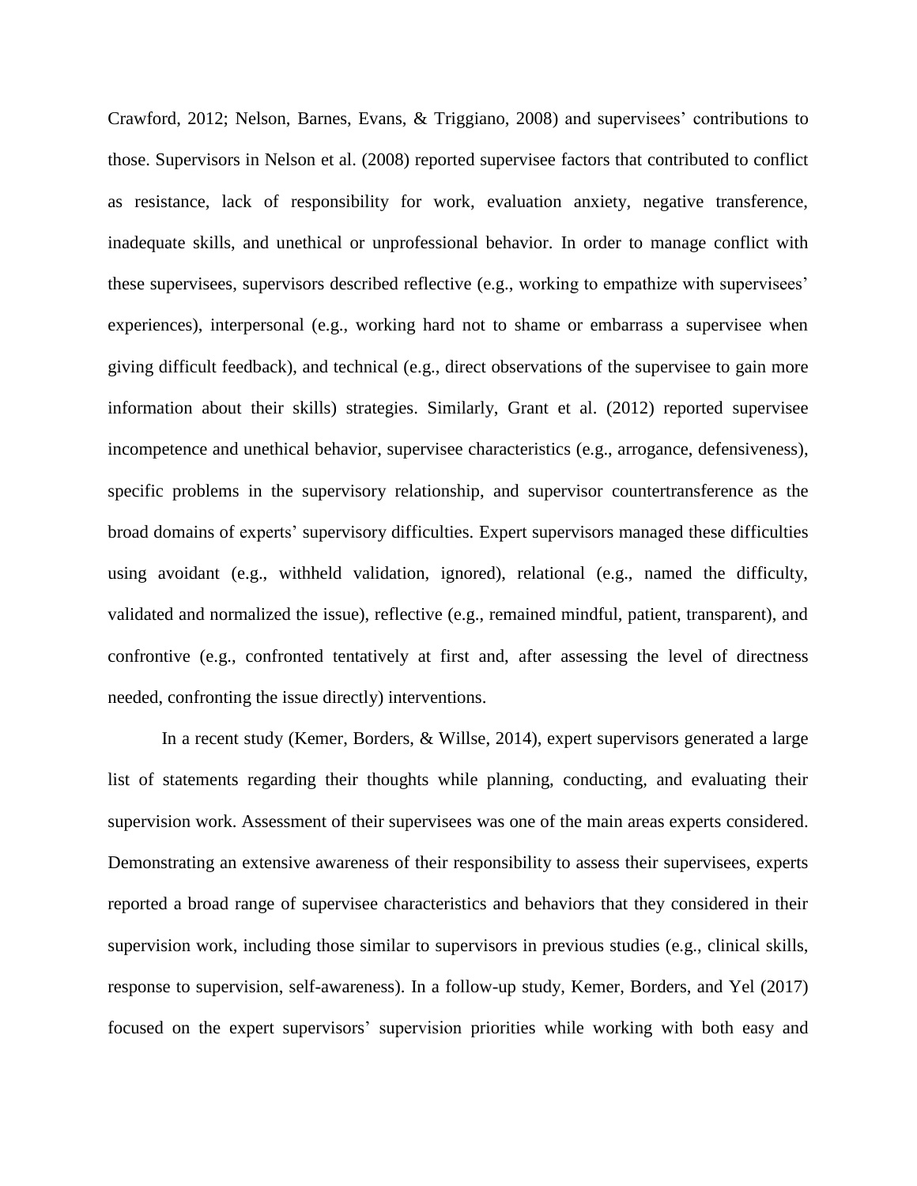Crawford, 2012; Nelson, Barnes, Evans, & Triggiano, 2008) and supervisees' contributions to those. Supervisors in Nelson et al. (2008) reported supervisee factors that contributed to conflict as resistance, lack of responsibility for work, evaluation anxiety, negative transference, inadequate skills, and unethical or unprofessional behavior. In order to manage conflict with these supervisees, supervisors described reflective (e.g., working to empathize with supervisees' experiences), interpersonal (e.g., working hard not to shame or embarrass a supervisee when giving difficult feedback), and technical (e.g., direct observations of the supervisee to gain more information about their skills) strategies. Similarly, Grant et al. (2012) reported supervisee incompetence and unethical behavior, supervisee characteristics (e.g., arrogance, defensiveness), specific problems in the supervisory relationship, and supervisor countertransference as the broad domains of experts' supervisory difficulties. Expert supervisors managed these difficulties using avoidant (e.g., withheld validation, ignored), relational (e.g., named the difficulty, validated and normalized the issue), reflective (e.g., remained mindful, patient, transparent), and confrontive (e.g., confronted tentatively at first and, after assessing the level of directness needed, confronting the issue directly) interventions.

In a recent study (Kemer, Borders, & Willse, 2014), expert supervisors generated a large list of statements regarding their thoughts while planning, conducting, and evaluating their supervision work. Assessment of their supervisees was one of the main areas experts considered. Demonstrating an extensive awareness of their responsibility to assess their supervisees, experts reported a broad range of supervisee characteristics and behaviors that they considered in their supervision work, including those similar to supervisors in previous studies (e.g., clinical skills, response to supervision, self-awareness). In a follow-up study, Kemer, Borders, and Yel (2017) focused on the expert supervisors' supervision priorities while working with both easy and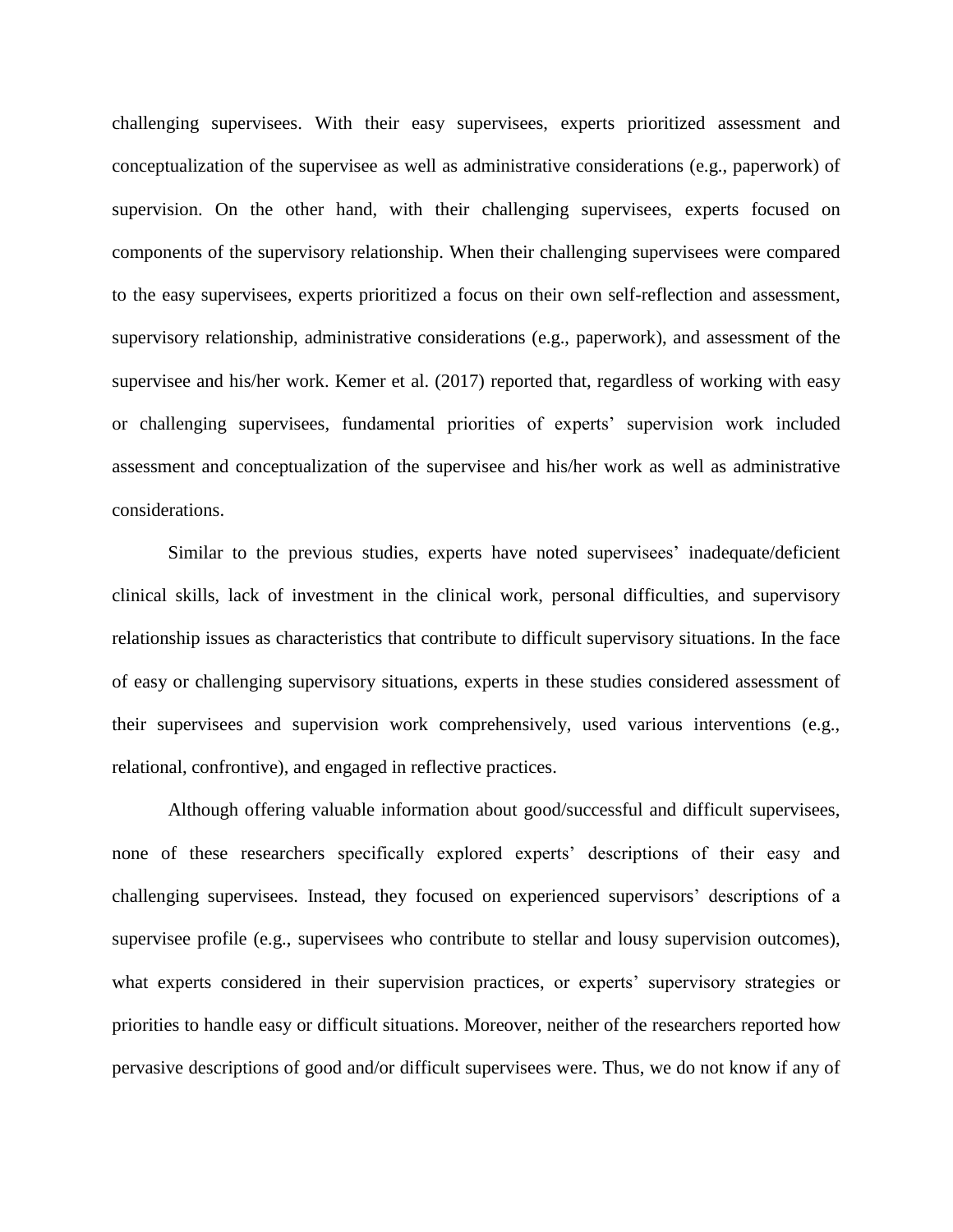challenging supervisees. With their easy supervisees, experts prioritized assessment and conceptualization of the supervisee as well as administrative considerations (e.g., paperwork) of supervision. On the other hand, with their challenging supervisees, experts focused on components of the supervisory relationship. When their challenging supervisees were compared to the easy supervisees, experts prioritized a focus on their own self-reflection and assessment, supervisory relationship, administrative considerations (e.g., paperwork), and assessment of the supervisee and his/her work. Kemer et al. (2017) reported that, regardless of working with easy or challenging supervisees, fundamental priorities of experts' supervision work included assessment and conceptualization of the supervisee and his/her work as well as administrative considerations.

Similar to the previous studies, experts have noted supervisees' inadequate/deficient clinical skills, lack of investment in the clinical work, personal difficulties, and supervisory relationship issues as characteristics that contribute to difficult supervisory situations. In the face of easy or challenging supervisory situations, experts in these studies considered assessment of their supervisees and supervision work comprehensively, used various interventions (e.g., relational, confrontive), and engaged in reflective practices.

Although offering valuable information about good/successful and difficult supervisees, none of these researchers specifically explored experts' descriptions of their easy and challenging supervisees. Instead, they focused on experienced supervisors' descriptions of a supervisee profile (e.g., supervisees who contribute to stellar and lousy supervision outcomes), what experts considered in their supervision practices, or experts' supervisory strategies or priorities to handle easy or difficult situations. Moreover, neither of the researchers reported how pervasive descriptions of good and/or difficult supervisees were. Thus, we do not know if any of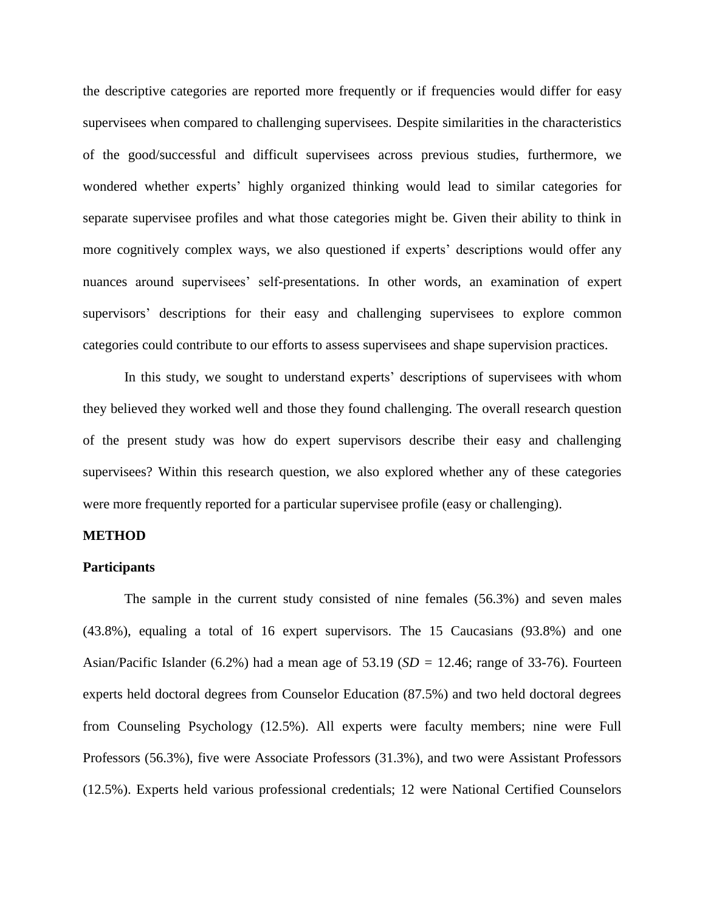the descriptive categories are reported more frequently or if frequencies would differ for easy supervisees when compared to challenging supervisees. Despite similarities in the characteristics of the good/successful and difficult supervisees across previous studies, furthermore, we wondered whether experts' highly organized thinking would lead to similar categories for separate supervisee profiles and what those categories might be. Given their ability to think in more cognitively complex ways, we also questioned if experts' descriptions would offer any nuances around supervisees' self-presentations. In other words, an examination of expert supervisors' descriptions for their easy and challenging supervisees to explore common categories could contribute to our efforts to assess supervisees and shape supervision practices.

In this study, we sought to understand experts' descriptions of supervisees with whom they believed they worked well and those they found challenging. The overall research question of the present study was how do expert supervisors describe their easy and challenging supervisees? Within this research question, we also explored whether any of these categories were more frequently reported for a particular supervisee profile (easy or challenging).

## METHOD

### Participants

The sample in the current study consisted of nine females (56.3%) and seven males (43.8%), equaling a total of 16 expert supervisors. The 15 Caucasians (93.8%) and one Asian/Pacific Islander (6.2%) had a mean age of 53.19 ($SD$ = 12.46; range of 33-76). Fourteen experts held doctoral degrees from Counselor Education (87.5%) and two held doctoral degrees from Counseling Psychology (12.5%). All experts were faculty members; nine were Full Professors (56.3%), five were Associate Professors (31.3%), and two were Assistant Professors (12.5%). Experts held various professional credentials; 12 were National Certified Counselors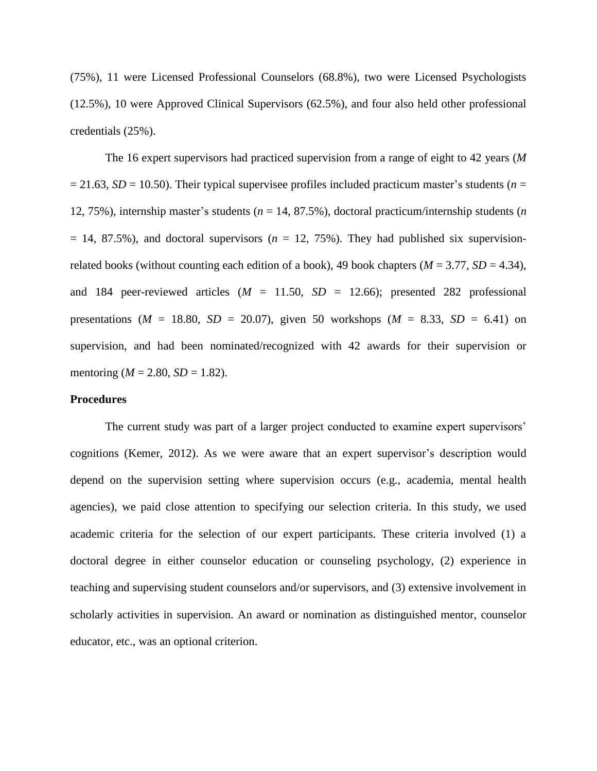(75%), 11 were Licensed Professional Counselors (68.8%), two were Licensed Psychologists (12.5%), 10 were Approved Clinical Supervisors (62.5%), and four also held other professional credentials (25%).

The 16 expert supervisors had practiced supervision from a range of eight to 42 years ($M = 21.63$, $SD = 10.50$). Their typical supervisee profiles included practicum master's students ($n = 12$, 75%), internship master's students ($n = 14$, 87.5%), doctoral practicum/internship students ($n = 14$, 87.5%), and doctoral supervisors ($n = 12$, 75%). They had published six supervision-related books (without counting each edition of a book), 49 book chapters ($M = 3.77$, $SD = 4.34$), and 184 peer-reviewed articles ($M = 11.50$, $SD = 12.66$); presented 282 professional presentations ($M = 18.80$, $SD = 20.07$), given 50 workshops ($M = 8.33$, $SD = 6.41$) on supervision, and had been nominated/recognized with 42 awards for their supervision or mentoring ($M = 2.80$, $SD = 1.82$).

**Procedures**

The current study was part of a larger project conducted to examine expert supervisors' cognitions (Kemer, 2012). As we were aware that an expert supervisor's description would depend on the supervision setting where supervision occurs (e.g., academia, mental health agencies), we paid close attention to specifying our selection criteria. In this study, we used academic criteria for the selection of our expert participants. These criteria involved (1) a doctoral degree in either counselor education or counseling psychology, (2) experience in teaching and supervising student counselors and/or supervisors, and (3) extensive involvement in scholarly activities in supervision. An award or nomination as distinguished mentor, counselor educator, etc., was an optional criterion.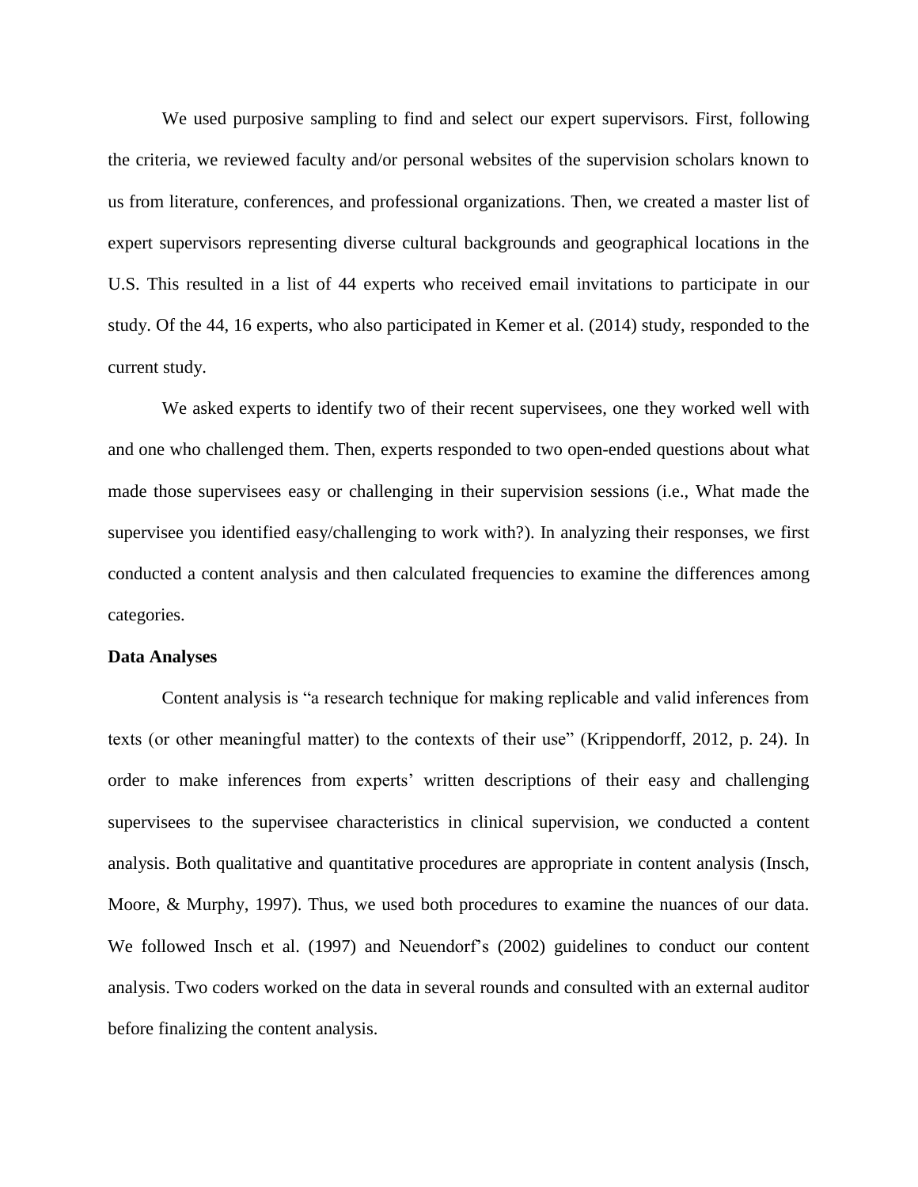We used purposive sampling to find and select our expert supervisors. First, following the criteria, we reviewed faculty and/or personal websites of the supervision scholars known to us from literature, conferences, and professional organizations. Then, we created a master list of expert supervisors representing diverse cultural backgrounds and geographical locations in the U.S. This resulted in a list of 44 experts who received email invitations to participate in our study. Of the 44, 16 experts, who also participated in Kemer et al. (2014) study, responded to the current study.

We asked experts to identify two of their recent supervisees, one they worked well with and one who challenged them. Then, experts responded to two open-ended questions about what made those supervisees easy or challenging in their supervision sessions (i.e., What made the supervisee you identified easy/challenging to work with?). In analyzing their responses, we first conducted a content analysis and then calculated frequencies to examine the differences among categories.

**Data Analyses**

Content analysis is "a research technique for making replicable and valid inferences from texts (or other meaningful matter) to the contexts of their use" (Krippendorff, 2012, p. 24). In order to make inferences from experts' written descriptions of their easy and challenging supervisees to the supervisee characteristics in clinical supervision, we conducted a content analysis. Both qualitative and quantitative procedures are appropriate in content analysis (Insch, Moore, & Murphy, 1997). Thus, we used both procedures to examine the nuances of our data. We followed Insch et al. (1997) and Neuendorf's (2002) guidelines to conduct our content analysis. Two coders worked on the data in several rounds and consulted with an external auditor before finalizing the content analysis.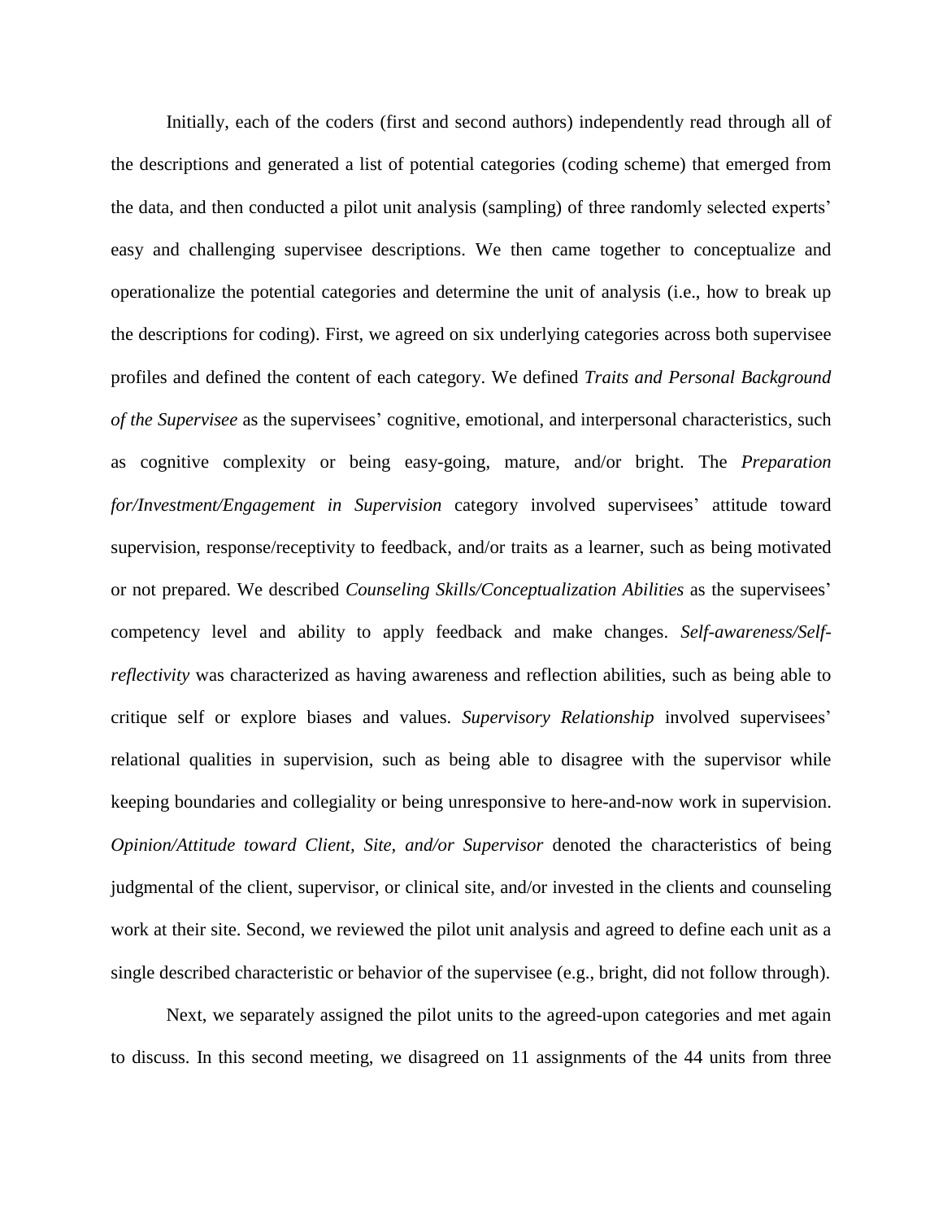Initially, each of the coders (first and second authors) independently read through all of the descriptions and generated a list of potential categories (coding scheme) that emerged from the data, and then conducted a pilot unit analysis (sampling) of three randomly selected experts' easy and challenging supervisee descriptions. We then came together to conceptualize and operationalize the potential categories and determine the unit of analysis (i.e., how to break up the descriptions for coding). First, we agreed on six underlying categories across both supervisee profiles and defined the content of each category. We defined *Traits and Personal Background of the Supervisee* as the supervisees' cognitive, emotional, and interpersonal characteristics, such as cognitive complexity or being easy-going, mature, and/or bright. The *Preparation for/Investment/Engagement in Supervision* category involved supervisees' attitude toward supervision, response/receptivity to feedback, and/or traits as a learner, such as being motivated or not prepared. We described *Counseling Skills/Conceptualization Abilities* as the supervisees' competency level and ability to apply feedback and make changes. *Self-awareness/Self-reflectivity* was characterized as having awareness and reflection abilities, such as being able to critique self or explore biases and values. *Supervisory Relationship* involved supervisees' relational qualities in supervision, such as being able to disagree with the supervisor while keeping boundaries and collegiality or being unresponsive to here-and-now work in supervision. *Opinion/Attitude toward Client, Site, and/or Supervisor* denoted the characteristics of being judgmental of the client, supervisor, or clinical site, and/or invested in the clients and counseling work at their site. Second, we reviewed the pilot unit analysis and agreed to define each unit as a single described characteristic or behavior of the supervisee (e.g., bright, did not follow through).

Next, we separately assigned the pilot units to the agreed-upon categories and met again to discuss. In this second meeting, we disagreed on 11 assignments of the 44 units from three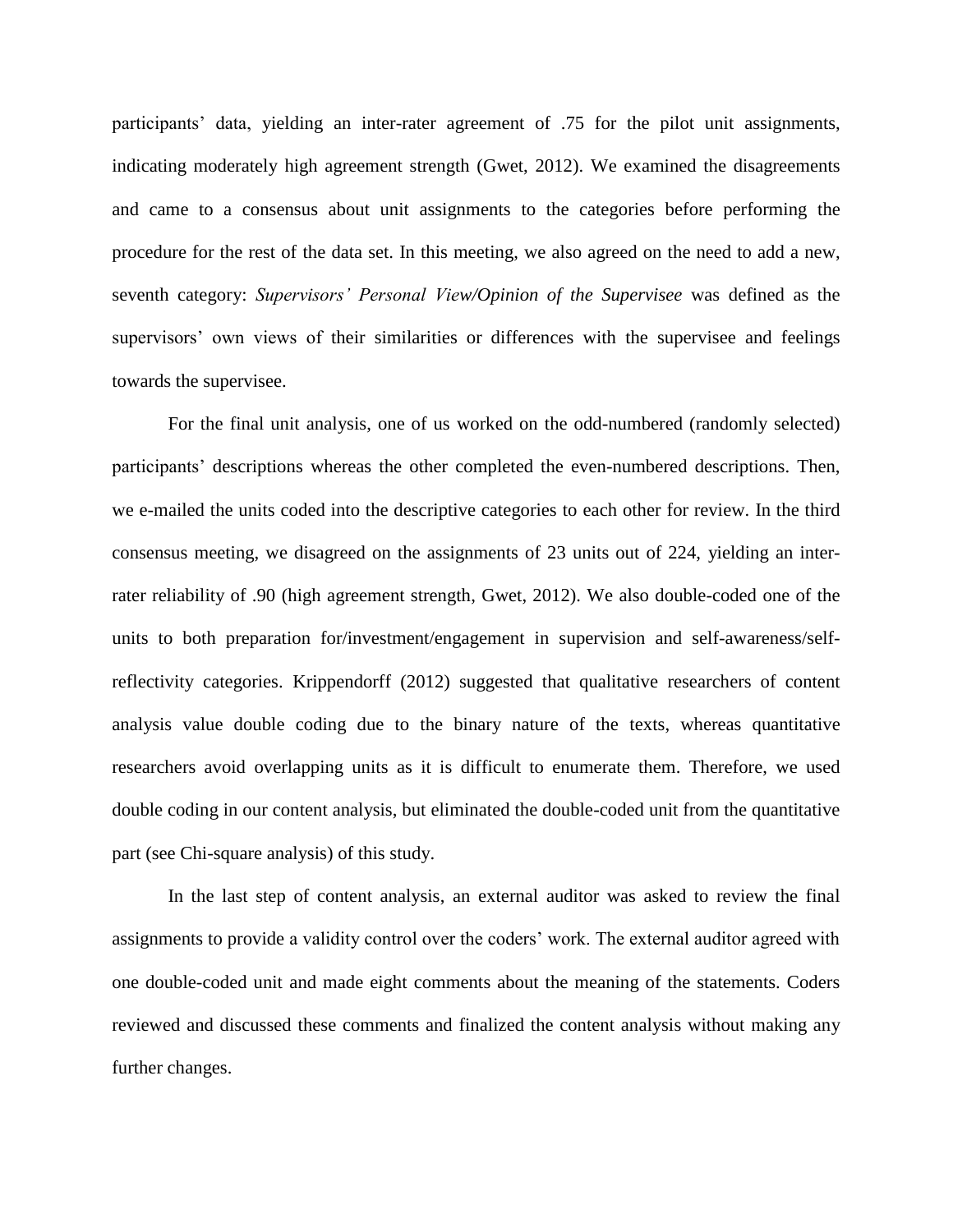participants' data, yielding an inter-rater agreement of .75 for the pilot unit assignments, indicating moderately high agreement strength (Gwet, 2012). We examined the disagreements and came to a consensus about unit assignments to the categories before performing the procedure for the rest of the data set. In this meeting, we also agreed on the need to add a new, seventh category: *Supervisors' Personal View/Opinion of the Supervisee* was defined as the supervisors' own views of their similarities or differences with the supervisee and feelings towards the supervisee.

For the final unit analysis, one of us worked on the odd-numbered (randomly selected) participants' descriptions whereas the other completed the even-numbered descriptions. Then, we e-mailed the units coded into the descriptive categories to each other for review. In the third consensus meeting, we disagreed on the assignments of 23 units out of 224, yielding an inter-rater reliability of .90 (high agreement strength, Gwet, 2012). We also double-coded one of the units to both preparation for/investment/engagement in supervision and self-awareness/self-reflectivity categories. Krippendorff (2012) suggested that qualitative researchers of content analysis value double coding due to the binary nature of the texts, whereas quantitative researchers avoid overlapping units as it is difficult to enumerate them. Therefore, we used double coding in our content analysis, but eliminated the double-coded unit from the quantitative part (see Chi-square analysis) of this study.

In the last step of content analysis, an external auditor was asked to review the final assignments to provide a validity control over the coders' work. The external auditor agreed with one double-coded unit and made eight comments about the meaning of the statements. Coders reviewed and discussed these comments and finalized the content analysis without making any further changes.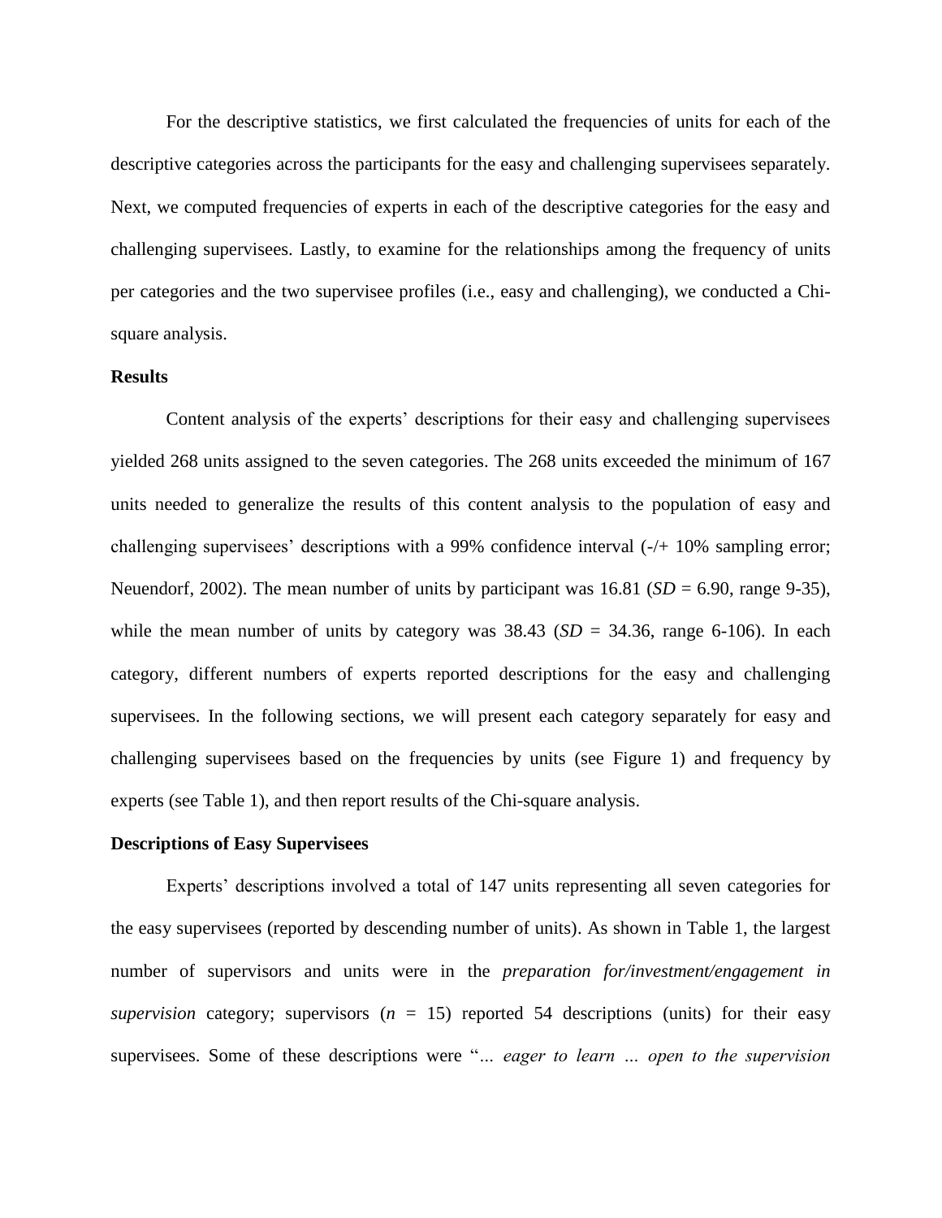For the descriptive statistics, we first calculated the frequencies of units for each of the descriptive categories across the participants for the easy and challenging supervisees separately. Next, we computed frequencies of experts in each of the descriptive categories for the easy and challenging supervisees. Lastly, to examine for the relationships among the frequency of units per categories and the two supervisee profiles (i.e., easy and challenging), we conducted a Chi-square analysis.

## Results

Content analysis of the experts' descriptions for their easy and challenging supervisees yielded 268 units assigned to the seven categories. The 268 units exceeded the minimum of 167 units needed to generalize the results of this content analysis to the population of easy and challenging supervisees' descriptions with a 99% confidence interval (-/+ 10% sampling error; Neuendorf, 2002). The mean number of units by participant was 16.81 ($SD$ = 6.90, range 9-35), while the mean number of units by category was 38.43 ($SD$ = 34.36, range 6-106). In each category, different numbers of experts reported descriptions for the easy and challenging supervisees. In the following sections, we will present each category separately for easy and challenging supervisees based on the frequencies by units (see Figure 1) and frequency by experts (see Table 1), and then report results of the Chi-square analysis.

### Descriptions of Easy Supervisees

Experts' descriptions involved a total of 147 units representing all seven categories for the easy supervisees (reported by descending number of units). As shown in Table 1, the largest number of supervisors and units were in the *preparation for/investment/engagement in supervision* category; supervisors ($n$ = 15) reported 54 descriptions (units) for their easy supervisees. Some of these descriptions were "*… eager to learn … open to the supervision*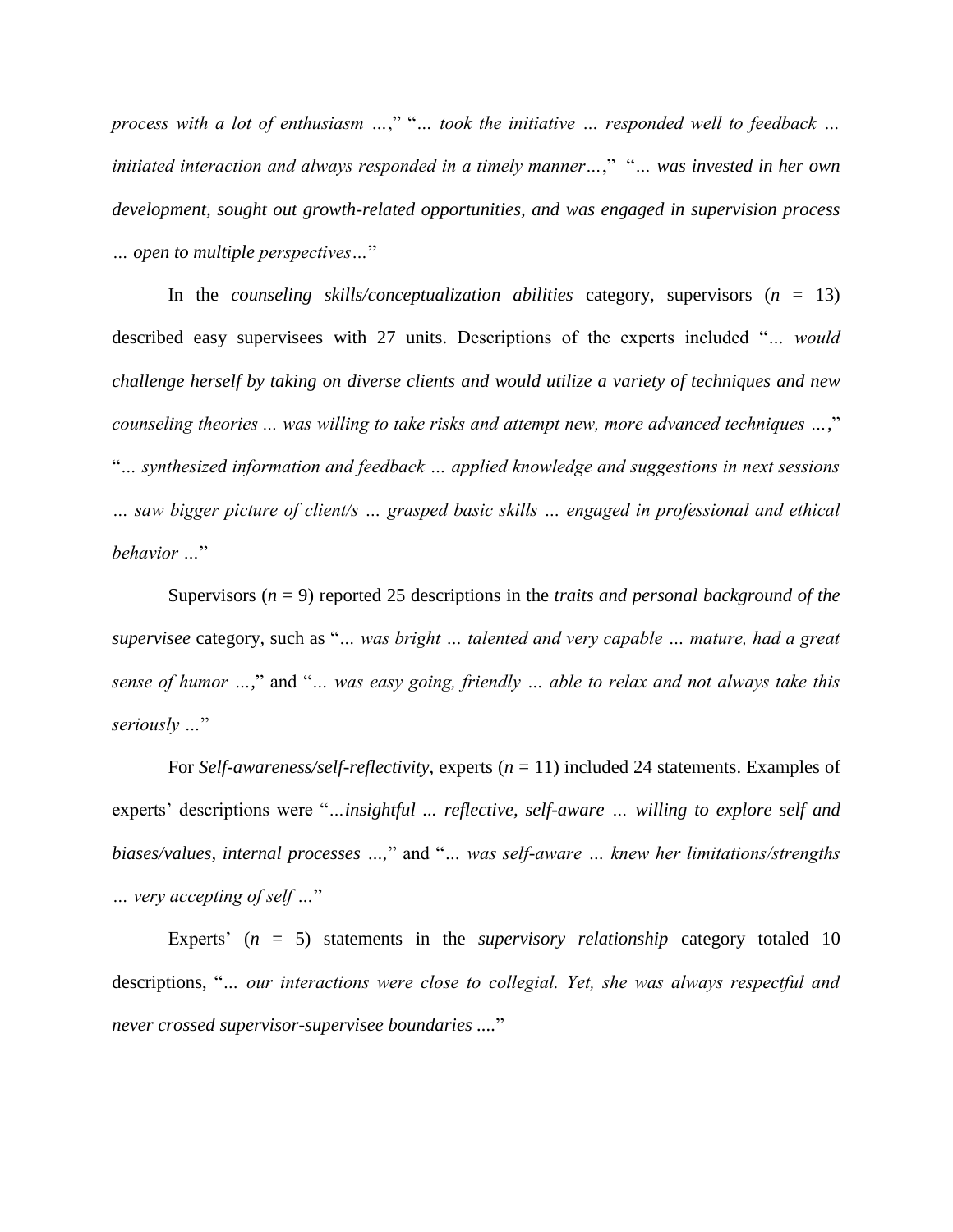*process with a lot of enthusiasm …*," "*… took the initiative … responded well to feedback … initiated interaction and always responded in a timely manner…*," "*… was invested in her own development, sought out growth-related opportunities, and was engaged in supervision process … open to multiple perspectives…*"

In the *counseling skills/conceptualization abilities* category, supervisors ($n$ = 13) described easy supervisees with 27 units. Descriptions of the experts included "*… would challenge herself by taking on diverse clients and would utilize a variety of techniques and new counseling theories ... was willing to take risks and attempt new, more advanced techniques …*," "*… synthesized information and feedback … applied knowledge and suggestions in next sessions … saw bigger picture of client/s … grasped basic skills … engaged in professional and ethical behavior …*"

Supervisors ($n$ = 9) reported 25 descriptions in the *traits and personal background of the supervisee* category, such as "*… was bright … talented and very capable … mature, had a great sense of humor …*," and "*… was easy going, friendly … able to relax and not always take this seriously …*"

For *Self-awareness/self-reflectivity*, experts ($n$ = 11) included 24 statements. Examples of experts' descriptions were "*…insightful ... reflective, self-aware … willing to explore self and biases/values, internal processes …,*" and "*… was self-aware … knew her limitations/strengths … very accepting of self …*"

Experts' ($n$ = 5) statements in the *supervisory relationship* category totaled 10 descriptions, "*… our interactions were close to collegial. Yet, she was always respectful and never crossed supervisor-supervisee boundaries ....*"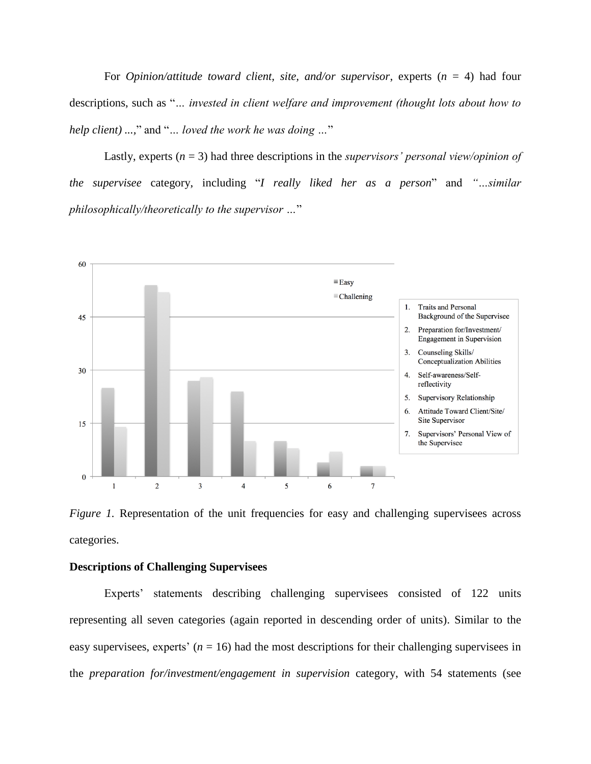For *Opinion/attitude toward client, site, and/or supervisor*, experts (*n* = 4) had four descriptions, such as "*... invested in client welfare and improvement (thought lots about how to help client) ...*," and "*... loved the work he was doing ...*"

Lastly, experts (*n* = 3) had three descriptions in the *supervisors' personal view/opinion of the supervisee* category, including "*I really liked her as a person*" and *"...similar philosophically/theoretically to the supervisor ...*"

*Figure 1.* Representation of the unit frequencies for easy and challenging supervisees across categories.

**Descriptions of Challenging Supervisees**

Experts' statements describing challenging supervisees consisted of 122 units representing all seven categories (again reported in descending order of units). Similar to the easy supervisees, experts' (*n* = 16) had the most descriptions for their challenging supervisees in the *preparation for/investment/engagement in supervision* category, with 54 statements (see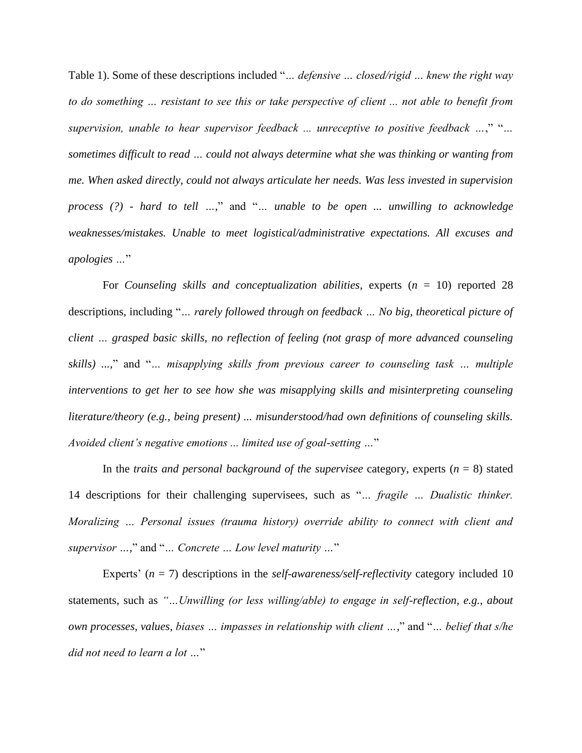Table 1). Some of these descriptions included "*… defensive … closed/rigid … knew the right way to do something … resistant to see this or take perspective of client ... not able to benefit from supervision, unable to hear supervisor feedback ... unreceptive to positive feedback …*," "*… sometimes difficult to read … could not always determine what she was thinking or wanting from me. When asked directly, could not always articulate her needs. Was less invested in supervision process (?) - hard to tell …*," and "*… unable to be open ... unwilling to acknowledge weaknesses/mistakes. Unable to meet logistical/administrative expectations. All excuses and apologies …*"

For *Counseling skills and conceptualization abilities*, experts ($n$ = 10) reported 28 descriptions, including "*… rarely followed through on feedback … No big, theoretical picture of client … grasped basic skills, no reflection of feeling (not grasp of more advanced counseling skills) ...,*" and "*… misapplying skills from previous career to counseling task … multiple interventions to get her to see how she was misapplying skills and misinterpreting counseling literature/theory (e.g., being present) ... misunderstood/had own definitions of counseling skills. Avoided client's negative emotions ... limited use of goal-setting …*"

In the *traits and personal background of the supervisee* category, experts ($n$ = 8) stated 14 descriptions for their challenging supervisees, such as "*… fragile … Dualistic thinker. Moralizing … Personal issues (trauma history) override ability to connect with client and supervisor …*," and "*… Concrete … Low level maturity …*"

Experts' ($n$ = 7) descriptions in the *self-awareness/self-reflectivity* category included 10 statements, such as *"…Unwilling (or less willing/able) to engage in self-reflection, e.g., about own processes, values, biases … impasses in relationship with client …*," and "*… belief that s/he did not need to learn a lot …*"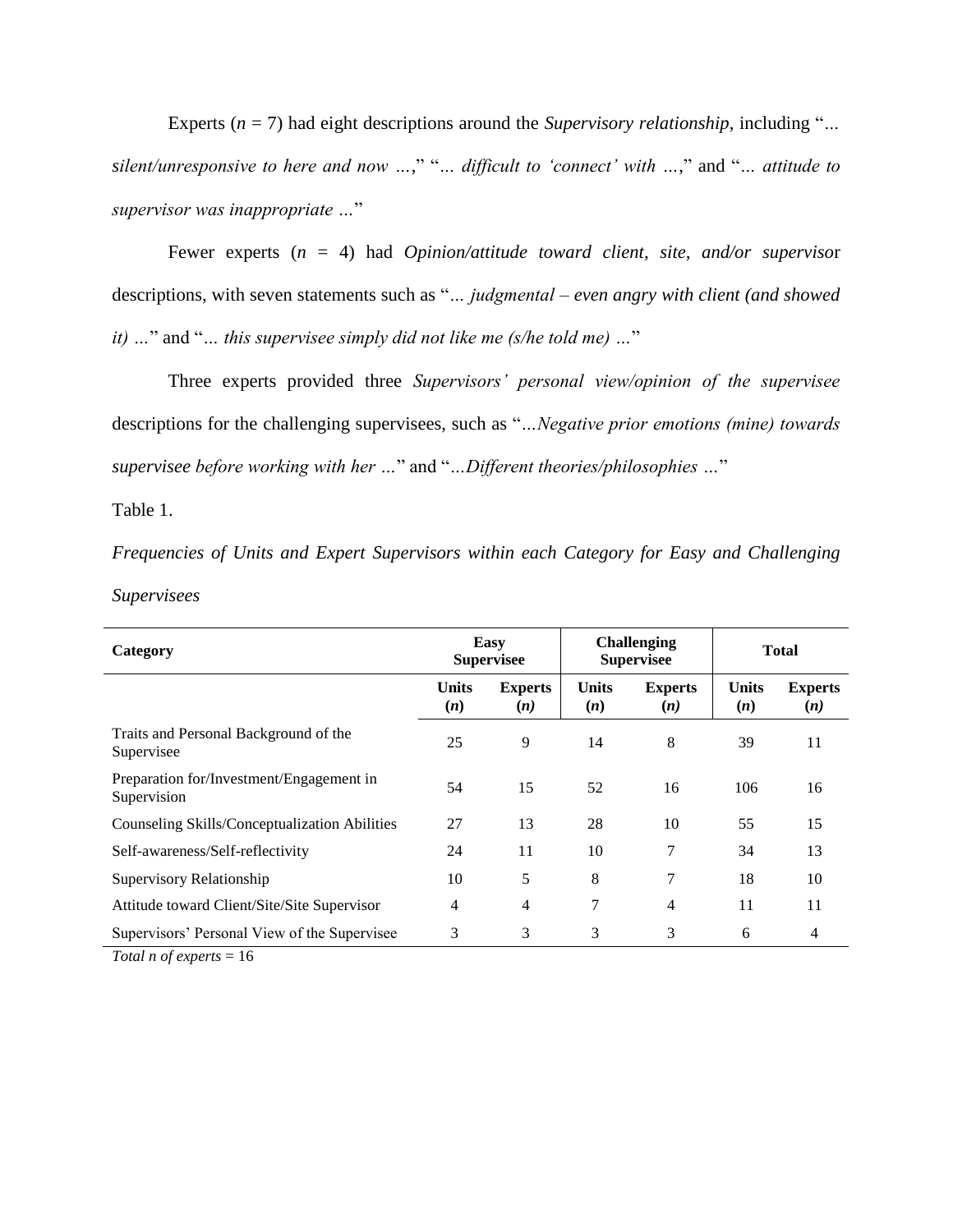Experts ($n$ = 7) had eight descriptions around the *Supervisory relationship*, including "*... silent/unresponsive to here and now ...*," "*... difficult to 'connect' with ...*," and "*... attitude to supervisor was inappropriate ...*"

Fewer experts ($n$ = 4) had *Opinion/attitude toward client, site, and/or supervisor* descriptions, with seven statements such as "*... judgmental – even angry with client (and showed it) ...*" and "*... this supervisee simply did not like me (s/he told me) ...*"

Three experts provided three *Supervisors' personal view/opinion of the supervisee* descriptions for the challenging supervisees, such as "*...Negative prior emotions (mine) towards supervisee before working with her ...*" and "*...Different theories/philosophies ...*"

Table 1.

*Frequencies of Units and Expert Supervisors within each Category for Easy and Challenging Supervisees*

| Category | Easy Supervisee | | Challenging Supervisee | | Total | |
|---|---|---|---|---|---|---|
| | Units (*n*) | Experts (*n*) | Units (*n*) | Experts (*n*) | Units (*n*) | Experts (*n*) |
| Traits and Personal Background of the Supervisee | 25 | 9 | 14 | 8 | 39 | 11 |
| Preparation for/Investment/Engagement in Supervision | 54 | 15 | 52 | 16 | 106 | 16 |
| Counseling Skills/Conceptualization Abilities | 27 | 13 | 28 | 10 | 55 | 15 |
| Self-awareness/Self-reflectivity | 24 | 11 | 10 | 7 | 34 | 13 |
| Supervisory Relationship | 10 | 5 | 8 | 7 | 18 | 10 |
| Attitude toward Client/Site/Site Supervisor | 4 | 4 | 7 | 4 | 11 | 11 |
| Supervisors' Personal View of the Supervisee | 3 | 3 | 3 | 3 | 6 | 4 |

*Total n of experts* = 16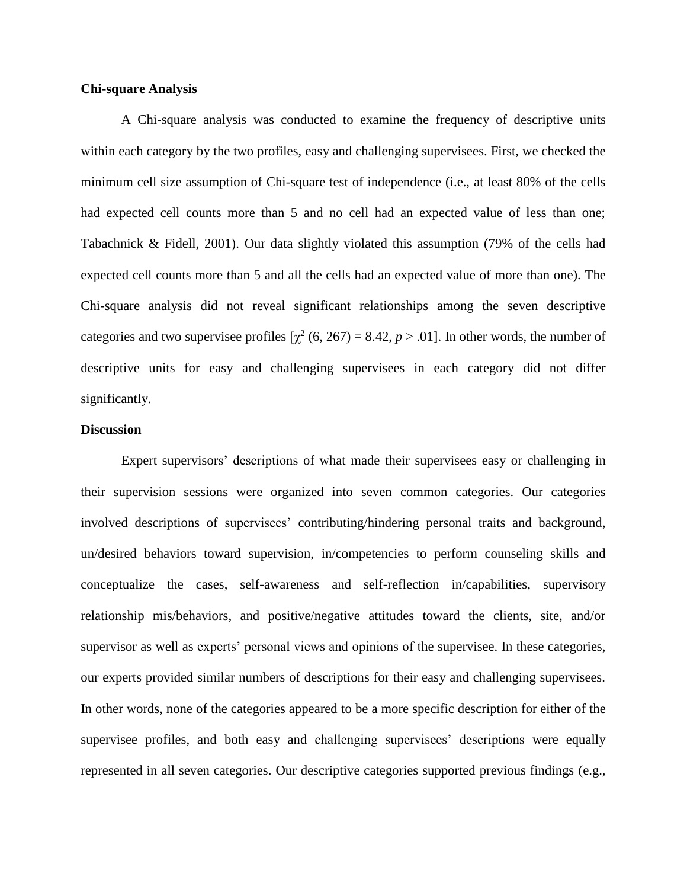**Chi-square Analysis**

A Chi-square analysis was conducted to examine the frequency of descriptive units within each category by the two profiles, easy and challenging supervisees. First, we checked the minimum cell size assumption of Chi-square test of independence (i.e., at least 80% of the cells had expected cell counts more than 5 and no cell had an expected value of less than one; Tabachnick & Fidell, 2001). Our data slightly violated this assumption (79% of the cells had expected cell counts more than 5 and all the cells had an expected value of more than one). The Chi-square analysis did not reveal significant relationships among the seven descriptive categories and two supervisee profiles [$\chi^2$ (6, 267) = 8.42, $p > .01$]. In other words, the number of descriptive units for easy and challenging supervisees in each category did not differ significantly.

**Discussion**

Expert supervisors' descriptions of what made their supervisees easy or challenging in their supervision sessions were organized into seven common categories. Our categories involved descriptions of supervisees' contributing/hindering personal traits and background, un/desired behaviors toward supervision, in/competencies to perform counseling skills and conceptualize the cases, self-awareness and self-reflection in/capabilities, supervisory relationship mis/behaviors, and positive/negative attitudes toward the clients, site, and/or supervisor as well as experts' personal views and opinions of the supervisee. In these categories, our experts provided similar numbers of descriptions for their easy and challenging supervisees. In other words, none of the categories appeared to be a more specific description for either of the supervisee profiles, and both easy and challenging supervisees' descriptions were equally represented in all seven categories. Our descriptive categories supported previous findings (e.g.,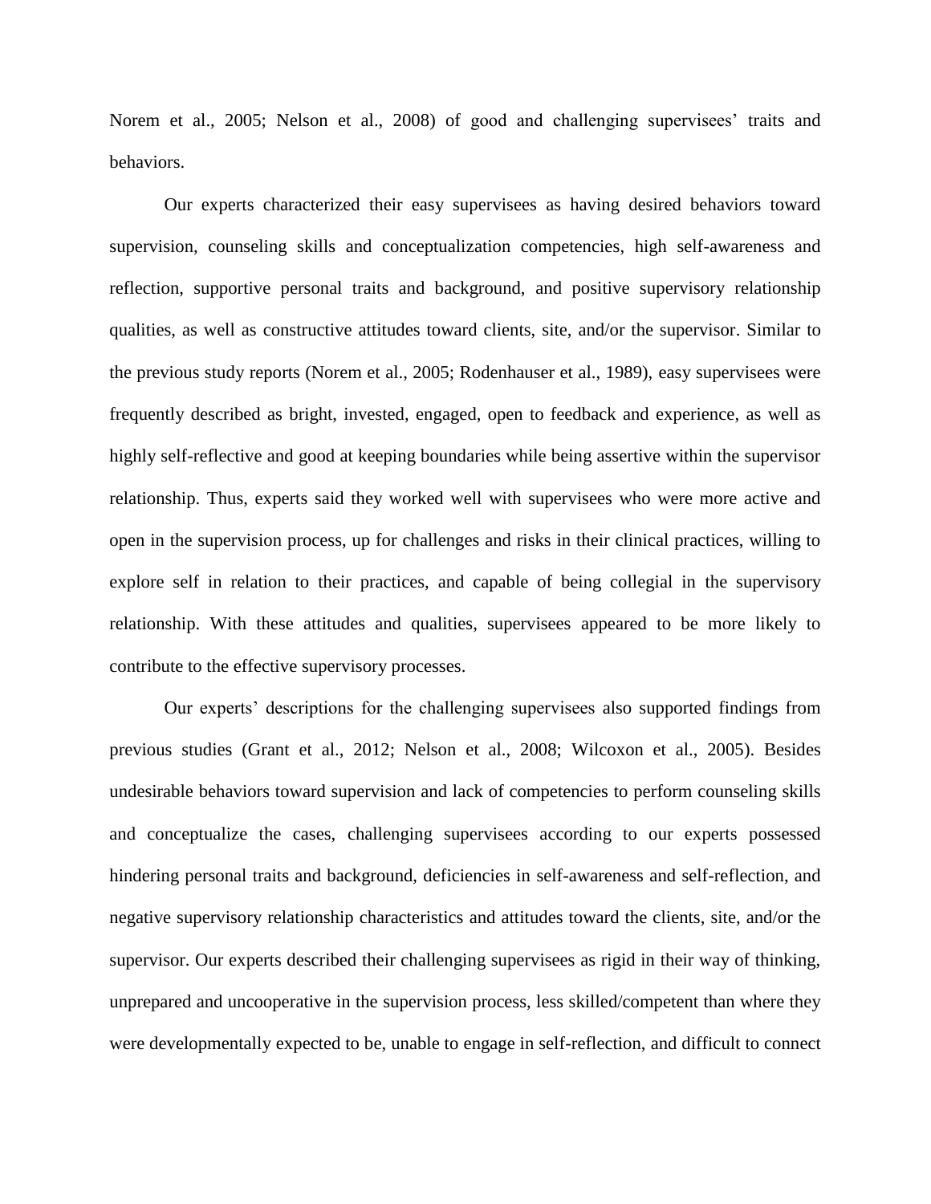Norem et al., 2005; Nelson et al., 2008) of good and challenging supervisees' traits and behaviors.

Our experts characterized their easy supervisees as having desired behaviors toward supervision, counseling skills and conceptualization competencies, high self-awareness and reflection, supportive personal traits and background, and positive supervisory relationship qualities, as well as constructive attitudes toward clients, site, and/or the supervisor. Similar to the previous study reports (Norem et al., 2005; Rodenhauser et al., 1989), easy supervisees were frequently described as bright, invested, engaged, open to feedback and experience, as well as highly self-reflective and good at keeping boundaries while being assertive within the supervisor relationship. Thus, experts said they worked well with supervisees who were more active and open in the supervision process, up for challenges and risks in their clinical practices, willing to explore self in relation to their practices, and capable of being collegial in the supervisory relationship. With these attitudes and qualities, supervisees appeared to be more likely to contribute to the effective supervisory processes.

Our experts' descriptions for the challenging supervisees also supported findings from previous studies (Grant et al., 2012; Nelson et al., 2008; Wilcoxon et al., 2005). Besides undesirable behaviors toward supervision and lack of competencies to perform counseling skills and conceptualize the cases, challenging supervisees according to our experts possessed hindering personal traits and background, deficiencies in self-awareness and self-reflection, and negative supervisory relationship characteristics and attitudes toward the clients, site, and/or the supervisor. Our experts described their challenging supervisees as rigid in their way of thinking, unprepared and uncooperative in the supervision process, less skilled/competent than where they were developmentally expected to be, unable to engage in self-reflection, and difficult to connect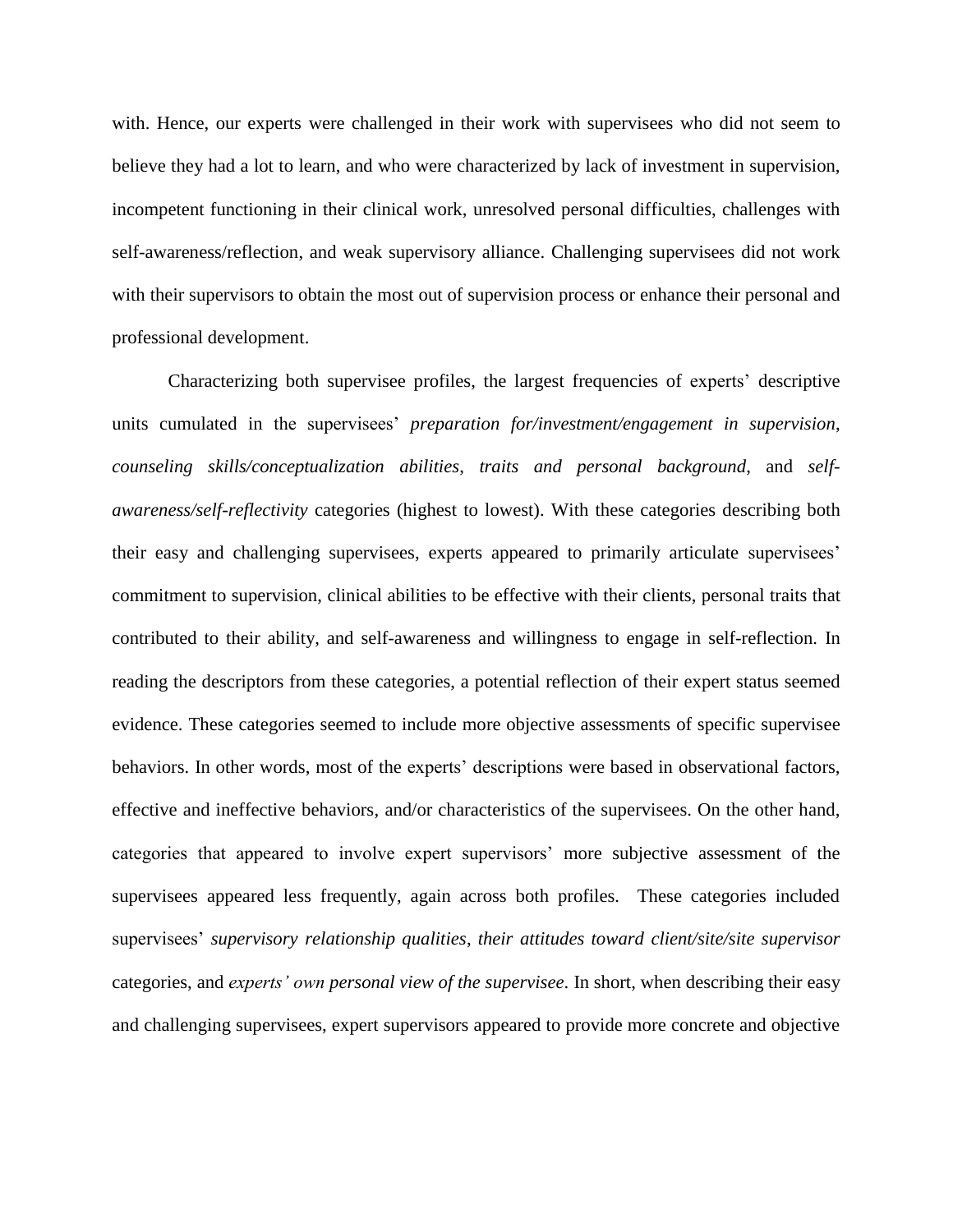with. Hence, our experts were challenged in their work with supervisees who did not seem to believe they had a lot to learn, and who were characterized by lack of investment in supervision, incompetent functioning in their clinical work, unresolved personal difficulties, challenges with self-awareness/reflection, and weak supervisory alliance. Challenging supervisees did not work with their supervisors to obtain the most out of supervision process or enhance their personal and professional development.

Characterizing both supervisee profiles, the largest frequencies of experts' descriptive units cumulated in the supervisees' *preparation for/investment/engagement in supervision*, *counseling skills/conceptualization abilities*, *traits and personal background*, and *self-awareness/self-reflectivity* categories (highest to lowest). With these categories describing both their easy and challenging supervisees, experts appeared to primarily articulate supervisees' commitment to supervision, clinical abilities to be effective with their clients, personal traits that contributed to their ability, and self-awareness and willingness to engage in self-reflection. In reading the descriptors from these categories, a potential reflection of their expert status seemed evidence. These categories seemed to include more objective assessments of specific supervisee behaviors. In other words, most of the experts' descriptions were based in observational factors, effective and ineffective behaviors, and/or characteristics of the supervisees. On the other hand, categories that appeared to involve expert supervisors' more subjective assessment of the supervisees appeared less frequently, again across both profiles. These categories included supervisees' *supervisory relationship qualities*, *their attitudes toward client/site/site supervisor* categories, and *experts' own personal view of the supervisee*. In short, when describing their easy and challenging supervisees, expert supervisors appeared to provide more concrete and objective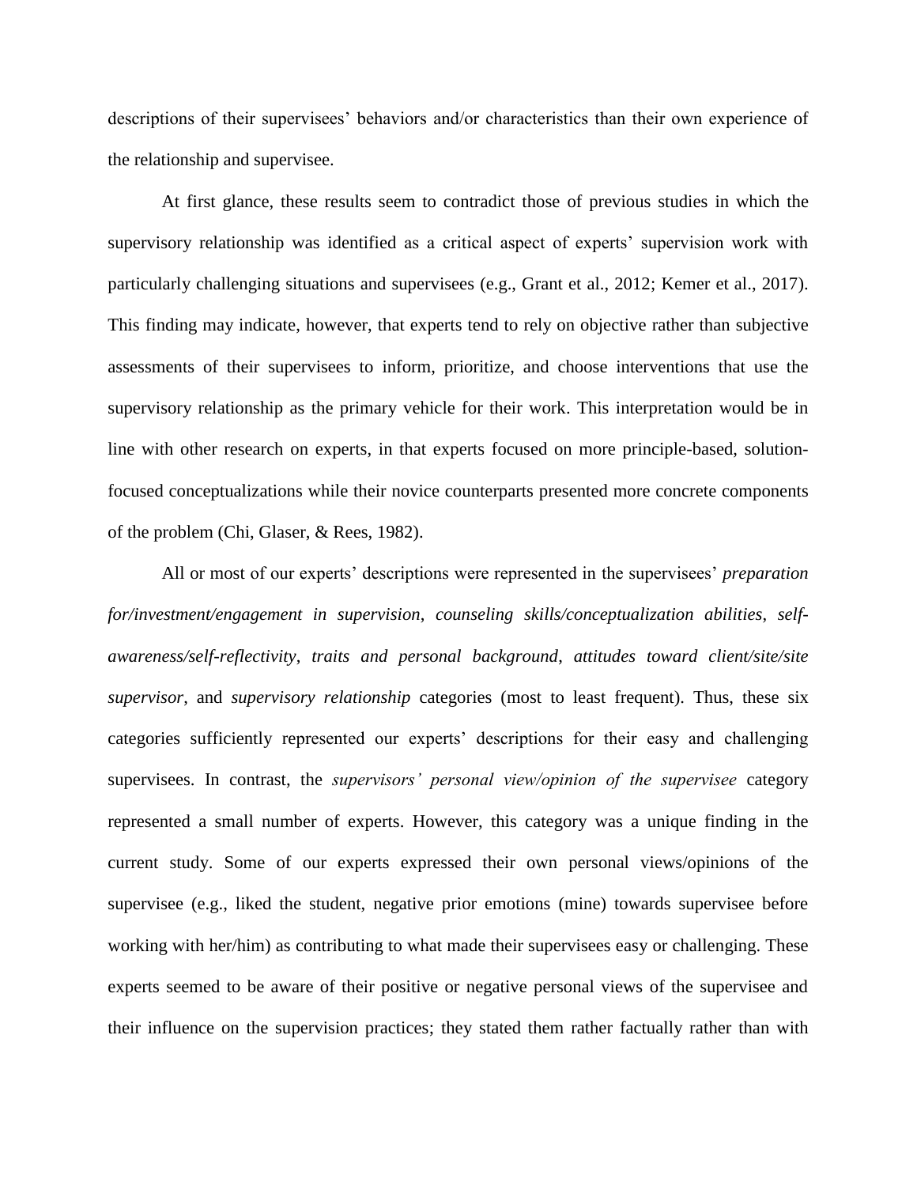descriptions of their supervisees' behaviors and/or characteristics than their own experience of the relationship and supervisee.

At first glance, these results seem to contradict those of previous studies in which the supervisory relationship was identified as a critical aspect of experts' supervision work with particularly challenging situations and supervisees (e.g., Grant et al., 2012; Kemer et al., 2017). This finding may indicate, however, that experts tend to rely on objective rather than subjective assessments of their supervisees to inform, prioritize, and choose interventions that use the supervisory relationship as the primary vehicle for their work. This interpretation would be in line with other research on experts, in that experts focused on more principle-based, solution-focused conceptualizations while their novice counterparts presented more concrete components of the problem (Chi, Glaser, & Rees, 1982).

All or most of our experts' descriptions were represented in the supervisees' *preparation for/investment/engagement in supervision*, *counseling skills/conceptualization abilities*, *self-awareness/self-reflectivity*, *traits and personal background*, *attitudes toward client/site/site supervisor*, and *supervisory relationship* categories (most to least frequent). Thus, these six categories sufficiently represented our experts' descriptions for their easy and challenging supervisees. In contrast, the *supervisors' personal view/opinion of the supervisee* category represented a small number of experts. However, this category was a unique finding in the current study. Some of our experts expressed their own personal views/opinions of the supervisee (e.g., liked the student, negative prior emotions (mine) towards supervisee before working with her/him) as contributing to what made their supervisees easy or challenging. These experts seemed to be aware of their positive or negative personal views of the supervisee and their influence on the supervision practices; they stated them rather factually rather than with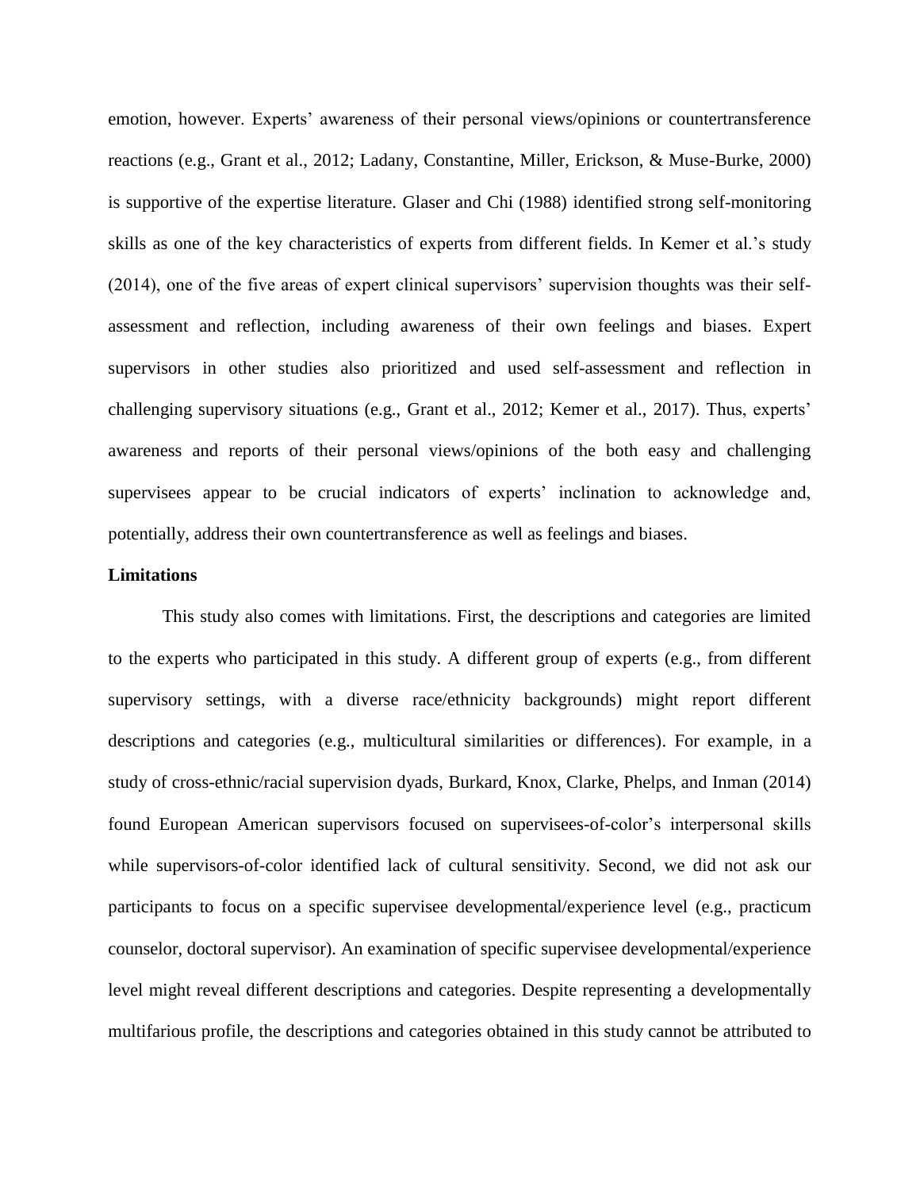emotion, however. Experts' awareness of their personal views/opinions or countertransference reactions (e.g., Grant et al., 2012; Ladany, Constantine, Miller, Erickson, & Muse-Burke, 2000) is supportive of the expertise literature. Glaser and Chi (1988) identified strong self-monitoring skills as one of the key characteristics of experts from different fields. In Kemer et al.'s study (2014), one of the five areas of expert clinical supervisors' supervision thoughts was their self-assessment and reflection, including awareness of their own feelings and biases. Expert supervisors in other studies also prioritized and used self-assessment and reflection in challenging supervisory situations (e.g., Grant et al., 2012; Kemer et al., 2017). Thus, experts' awareness and reports of their personal views/opinions of the both easy and challenging supervisees appear to be crucial indicators of experts' inclination to acknowledge and, potentially, address their own countertransference as well as feelings and biases.

**Limitations**

This study also comes with limitations. First, the descriptions and categories are limited to the experts who participated in this study. A different group of experts (e.g., from different supervisory settings, with a diverse race/ethnicity backgrounds) might report different descriptions and categories (e.g., multicultural similarities or differences). For example, in a study of cross-ethnic/racial supervision dyads, Burkard, Knox, Clarke, Phelps, and Inman (2014) found European American supervisors focused on supervisees-of-color's interpersonal skills while supervisors-of-color identified lack of cultural sensitivity. Second, we did not ask our participants to focus on a specific supervisee developmental/experience level (e.g., practicum counselor, doctoral supervisor). An examination of specific supervisee developmental/experience level might reveal different descriptions and categories. Despite representing a developmentally multifarious profile, the descriptions and categories obtained in this study cannot be attributed to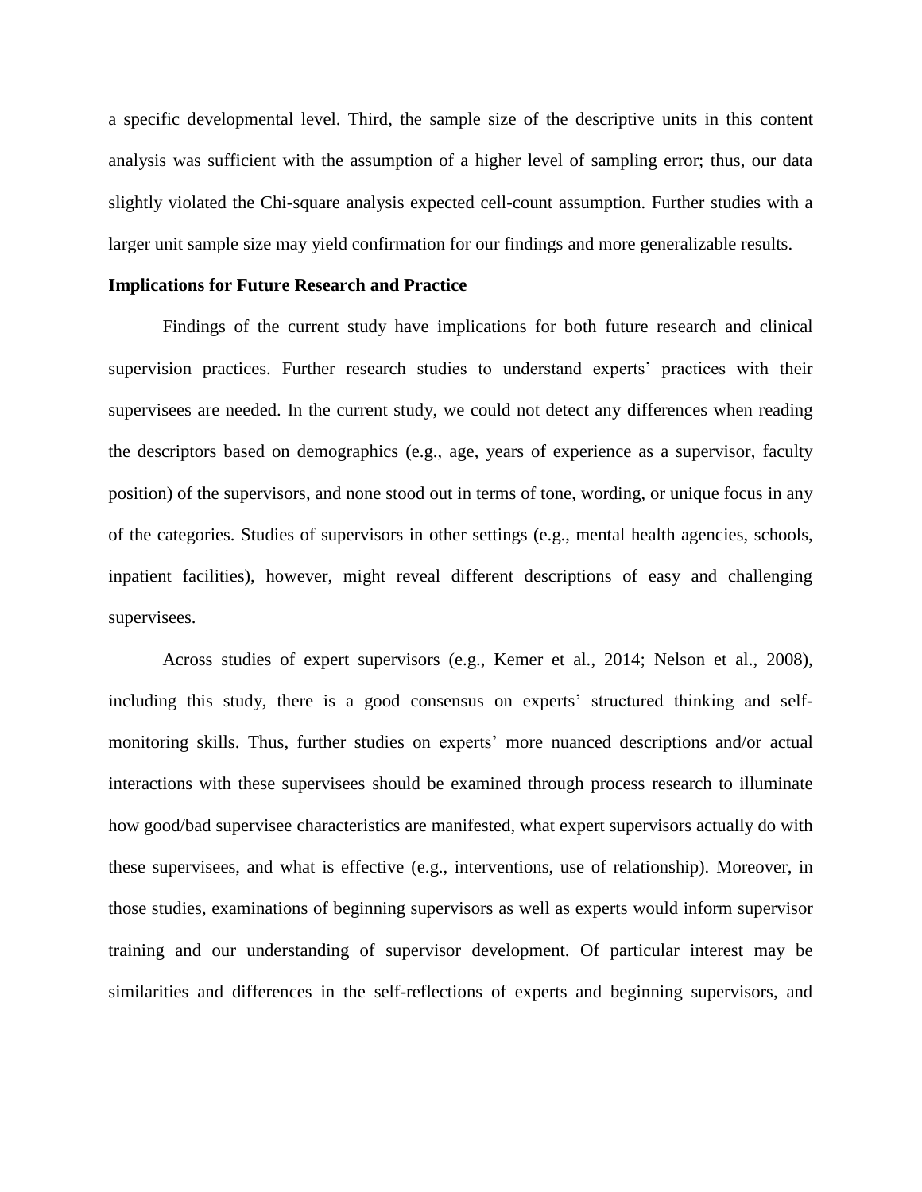a specific developmental level. Third, the sample size of the descriptive units in this content analysis was sufficient with the assumption of a higher level of sampling error; thus, our data slightly violated the Chi-square analysis expected cell-count assumption. Further studies with a larger unit sample size may yield confirmation for our findings and more generalizable results.

**Implications for Future Research and Practice**

Findings of the current study have implications for both future research and clinical supervision practices. Further research studies to understand experts' practices with their supervisees are needed. In the current study, we could not detect any differences when reading the descriptors based on demographics (e.g., age, years of experience as a supervisor, faculty position) of the supervisors, and none stood out in terms of tone, wording, or unique focus in any of the categories. Studies of supervisors in other settings (e.g., mental health agencies, schools, inpatient facilities), however, might reveal different descriptions of easy and challenging supervisees.

Across studies of expert supervisors (e.g., Kemer et al., 2014; Nelson et al., 2008), including this study, there is a good consensus on experts' structured thinking and self-monitoring skills. Thus, further studies on experts' more nuanced descriptions and/or actual interactions with these supervisees should be examined through process research to illuminate how good/bad supervisee characteristics are manifested, what expert supervisors actually do with these supervisees, and what is effective (e.g., interventions, use of relationship). Moreover, in those studies, examinations of beginning supervisors as well as experts would inform supervisor training and our understanding of supervisor development. Of particular interest may be similarities and differences in the self-reflections of experts and beginning supervisors, and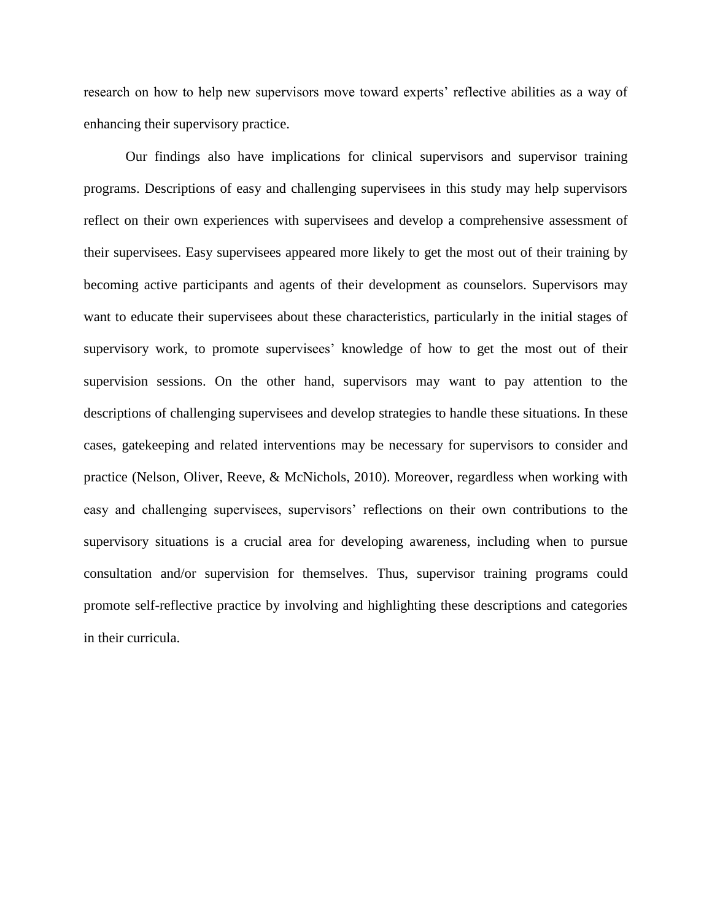research on how to help new supervisors move toward experts' reflective abilities as a way of enhancing their supervisory practice.

Our findings also have implications for clinical supervisors and supervisor training programs. Descriptions of easy and challenging supervisees in this study may help supervisors reflect on their own experiences with supervisees and develop a comprehensive assessment of their supervisees. Easy supervisees appeared more likely to get the most out of their training by becoming active participants and agents of their development as counselors. Supervisors may want to educate their supervisees about these characteristics, particularly in the initial stages of supervisory work, to promote supervisees' knowledge of how to get the most out of their supervision sessions. On the other hand, supervisors may want to pay attention to the descriptions of challenging supervisees and develop strategies to handle these situations. In these cases, gatekeeping and related interventions may be necessary for supervisors to consider and practice (Nelson, Oliver, Reeve, & McNichols, 2010). Moreover, regardless when working with easy and challenging supervisees, supervisors' reflections on their own contributions to the supervisory situations is a crucial area for developing awareness, including when to pursue consultation and/or supervision for themselves. Thus, supervisor training programs could promote self-reflective practice by involving and highlighting these descriptions and categories in their curricula.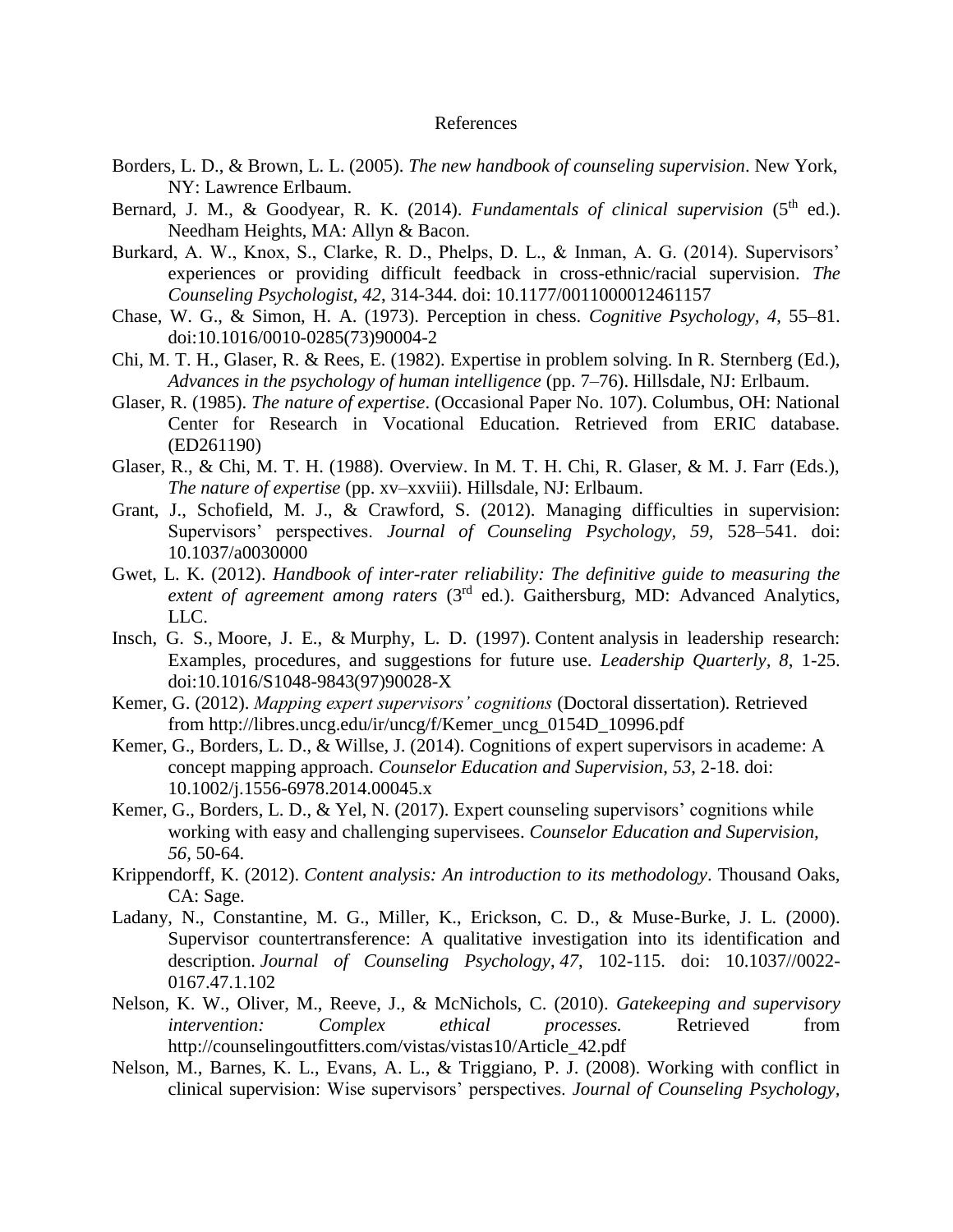# References

Borders, L. D., & Brown, L. L. (2005). *The new handbook of counseling supervision*. New York, NY: Lawrence Erlbaum.

Bernard, J. M., & Goodyear, R. K. (2014). *Fundamentals of clinical supervision* (5th ed.). Needham Heights, MA: Allyn & Bacon.

Burkard, A. W., Knox, S., Clarke, R. D., Phelps, D. L., & Inman, A. G. (2014). Supervisors' experiences or providing difficult feedback in cross-ethnic/racial supervision. *The Counseling Psychologist*, *42*, 314-344. doi: 10.1177/0011000012461157

Chase, W. G., & Simon, H. A. (1973). Perception in chess. *Cognitive Psychology, 4,* 55–81. doi:10.1016/0010-0285(73)90004-2

Chi, M. T. H., Glaser, R. & Rees, E. (1982). Expertise in problem solving. In R. Sternberg (Ed.), *Advances in the psychology of human intelligence* (pp. 7–76). Hillsdale, NJ: Erlbaum.

Glaser, R. (1985). *The nature of expertise*. (Occasional Paper No. 107). Columbus, OH: National Center for Research in Vocational Education. Retrieved from ERIC database. (ED261190)

Glaser, R., & Chi, M. T. H. (1988). Overview. In M. T. H. Chi, R. Glaser, & M. J. Farr (Eds.), *The nature of expertise* (pp. xv–xxviii). Hillsdale, NJ: Erlbaum.

Grant, J., Schofield, M. J., & Crawford, S. (2012). Managing difficulties in supervision: Supervisors' perspectives. *Journal of Counseling Psychology, 59,* 528–541. doi: 10.1037/a0030000

Gwet, L. K. (2012). *Handbook of inter-rater reliability: The definitive guide to measuring the extent of agreement among raters* (3rd ed.). Gaithersburg, MD: Advanced Analytics, LLC.

Insch, G. S., Moore, J. E., & Murphy, L. D. (1997). Content analysis in leadership research: Examples, procedures, and suggestions for future use. *Leadership Quarterly, 8*, 1-25. doi:10.1016/S1048-9843(97)90028-X

Kemer, G. (2012). *Mapping expert supervisors' cognitions* (Doctoral dissertation). Retrieved from http://libres.uncg.edu/ir/uncg/f/Kemer_uncg_0154D_10996.pdf

Kemer, G., Borders, L. D., & Willse, J. (2014). Cognitions of expert supervisors in academe: A concept mapping approach. *Counselor Education and Supervision*, *53*, 2-18. doi: 10.1002/j.1556-6978.2014.00045.x

Kemer, G., Borders, L. D., & Yel, N. (2017). Expert counseling supervisors' cognitions while working with easy and challenging supervisees. *Counselor Education and Supervision, 56*, 50-64.

Krippendorff, K. (2012). *Content analysis: An introduction to its methodology*. Thousand Oaks, CA: Sage.

Ladany, N., Constantine, M. G., Miller, K., Erickson, C. D., & Muse-Burke, J. L. (2000). Supervisor countertransference: A qualitative investigation into its identification and description. *Journal of Counseling Psychology*, *47*, 102-115. doi: 10.1037//0022-0167.47.1.102

Nelson, K. W., Oliver, M., Reeve, J., & McNichols, C. (2010). *Gatekeeping and supervisory intervention: Complex ethical processes.* Retrieved from http://counselingoutfitters.com/vistas/vistas10/Article_42.pdf

Nelson, M., Barnes, K. L., Evans, A. L., & Triggiano, P. J. (2008). Working with conflict in clinical supervision: Wise supervisors' perspectives. *Journal of Counseling Psychology,*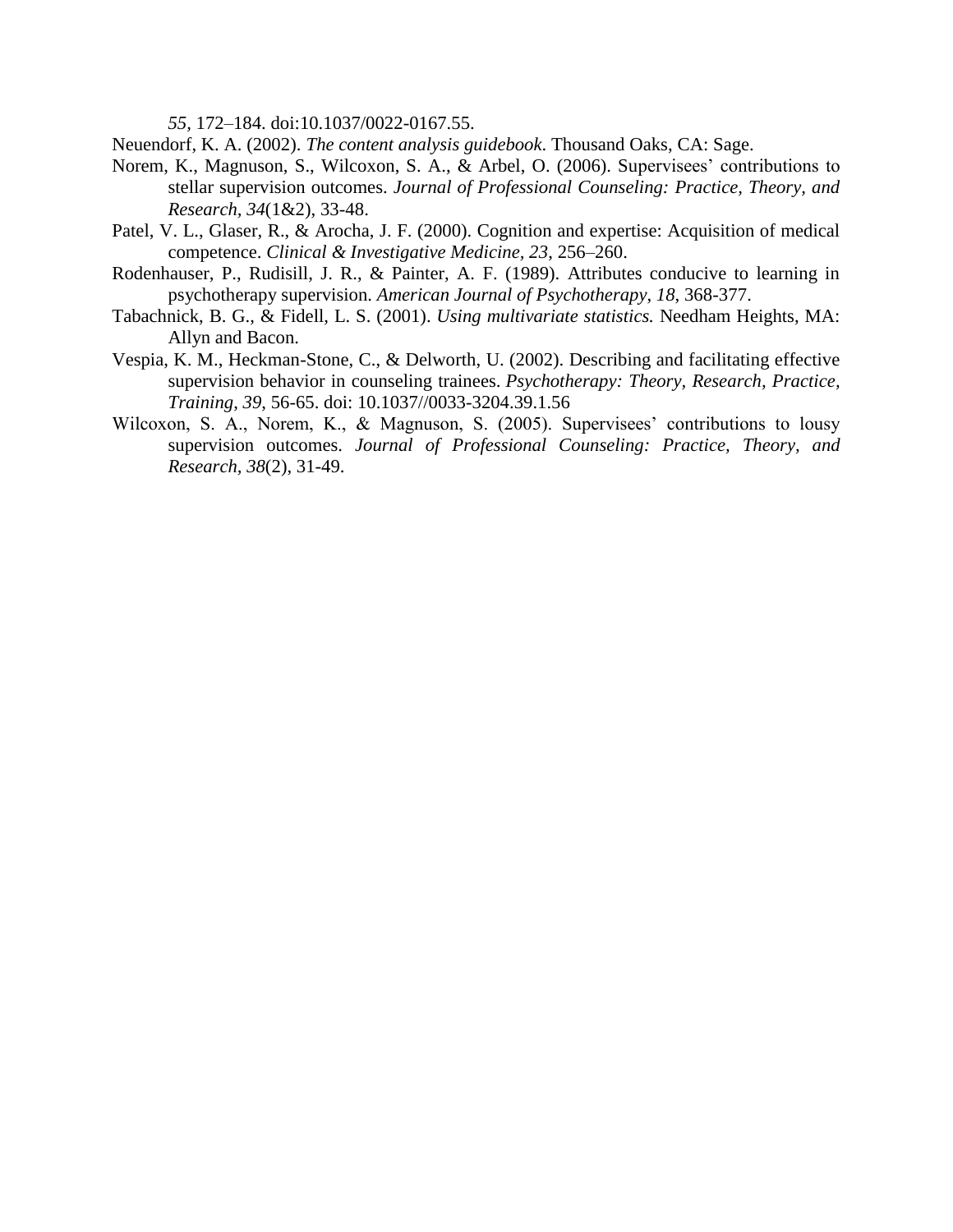*55*, 172–184. doi:10.1037/0022-0167.55.

Neuendorf, K. A. (2002). *The content analysis guidebook*. Thousand Oaks, CA: Sage.

Norem, K., Magnuson, S., Wilcoxon, S. A., & Arbel, O. (2006). Supervisees' contributions to stellar supervision outcomes. *Journal of Professional Counseling: Practice, Theory, and Research, 34*(1&2), 33-48.

Patel, V. L., Glaser, R., & Arocha, J. F. (2000). Cognition and expertise: Acquisition of medical competence. *Clinical & Investigative Medicine*, *23*, 256–260.

Rodenhauser, P., Rudisill, J. R., & Painter, A. F. (1989). Attributes conducive to learning in psychotherapy supervision. *American Journal of Psychotherapy*, *18*, 368-377.

Tabachnick, B. G., & Fidell, L. S. (2001). *Using multivariate statistics.* Needham Heights, MA: Allyn and Bacon.

Vespia, K. M., Heckman-Stone, C., & Delworth, U. (2002). Describing and facilitating effective supervision behavior in counseling trainees. *Psychotherapy: Theory, Research, Practice, Training*, *39*, 56-65. doi: 10.1037//0033-3204.39.1.56

Wilcoxon, S. A., Norem, K., & Magnuson, S. (2005). Supervisees' contributions to lousy supervision outcomes. *Journal of Professional Counseling: Practice, Theory, and Research*, *38*(2), 31-49.